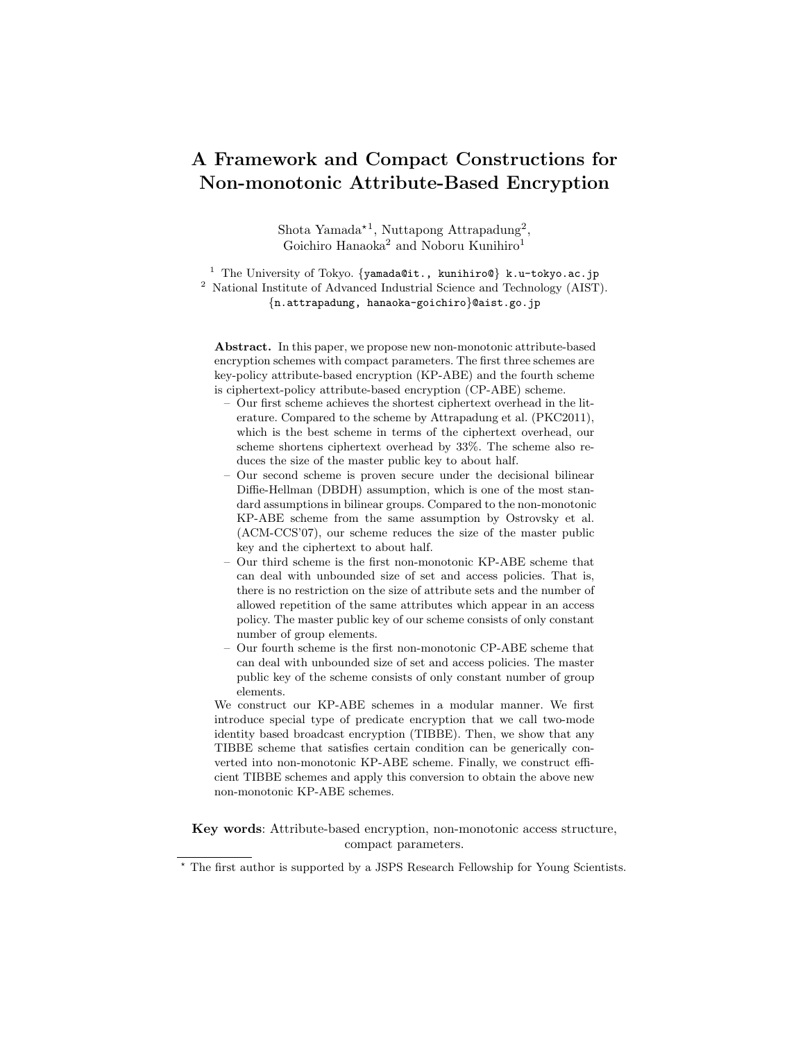# A Framework and Compact Constructions for Non-monotonic Attribute-Based Encryption

Shota Yamada*[1], Nuttapong Attrapadung[2], Goichiro Hanaoka[2] and Noboru Kunihiro[1]

[1] The University of Tokyo. {yamada@it., kunihiro@} k.u-tokyo.ac.jp

[2] National Institute of Advanced Industrial Science and Technology (AIST). {n.attrapadung, hanaoka-goichiro}@aist.go.jp

**Abstract.** In this paper, we propose new non-monotonic attribute-based encryption schemes with compact parameters. The first three schemes are key-policy attribute-based encryption (KP-ABE) and the fourth scheme is ciphertext-policy attribute-based encryption (CP-ABE) scheme.

- Our first scheme achieves the shortest ciphertext overhead in the literature. Compared to the scheme by Attrapadung et al. (PKC2011), which is the best scheme in terms of the ciphertext overhead, our scheme shortens ciphertext overhead by 33%. The scheme also reduces the size of the master public key to about half.
- Our second scheme is proven secure under the decisional bilinear Diffie-Hellman (DBDH) assumption, which is one of the most standard assumptions in bilinear groups. Compared to the non-monotonic KP-ABE scheme from the same assumption by Ostrovsky et al. (ACM-CCS'07), our scheme reduces the size of the master public key and the ciphertext to about half.
- Our third scheme is the first non-monotonic KP-ABE scheme that can deal with unbounded size of set and access policies. That is, there is no restriction on the size of attribute sets and the number of allowed repetition of the same attributes which appear in an access policy. The master public key of our scheme consists of only constant number of group elements.
- Our fourth scheme is the first non-monotonic CP-ABE scheme that can deal with unbounded size of set and access policies. The master public key of the scheme consists of only constant number of group elements.

We construct our KP-ABE schemes in a modular manner. We first introduce special type of predicate encryption that we call two-mode identity based broadcast encryption (TIBBE). Then, we show that any TIBBE scheme that satisfies certain condition can be generically converted into non-monotonic KP-ABE scheme. Finally, we construct efficient TIBBE schemes and apply this conversion to obtain the above new non-monotonic KP-ABE schemes.

**Key words**: Attribute-based encryption, non-monotonic access structure, compact parameters.

* The first author is supported by a JSPS Research Fellowship for Young Scientists.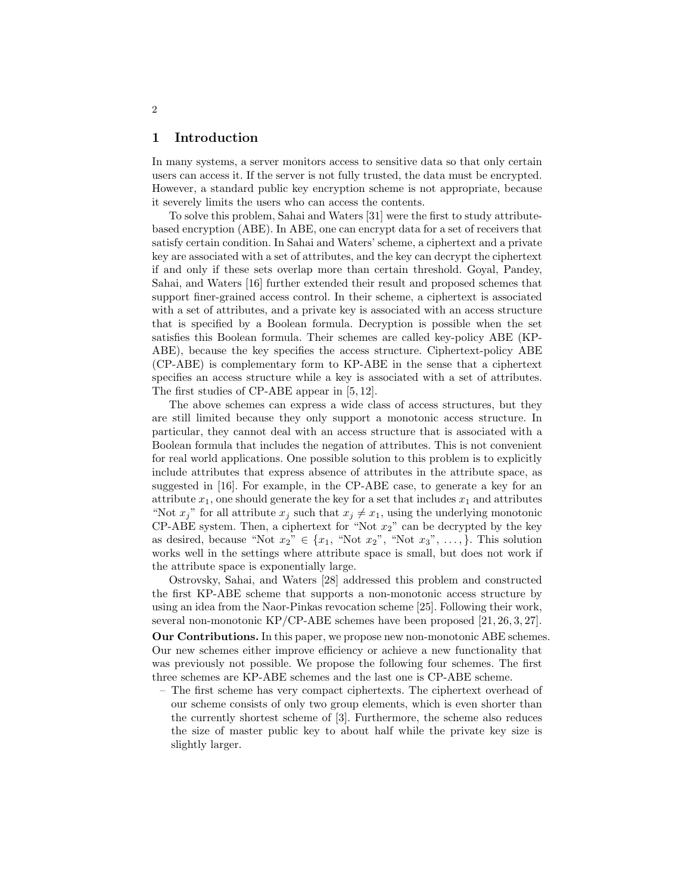## 1 Introduction

In many systems, a server monitors access to sensitive data so that only certain users can access it. If the server is not fully trusted, the data must be encrypted. However, a standard public key encryption scheme is not appropriate, because it severely limits the users who can access the contents.

To solve this problem, Sahai and Waters [31] were the first to study attribute-based encryption (ABE). In ABE, one can encrypt data for a set of receivers that satisfy certain condition. In Sahai and Waters' scheme, a ciphertext and a private key are associated with a set of attributes, and the key can decrypt the ciphertext if and only if these sets overlap more than certain threshold. Goyal, Pandey, Sahai, and Waters [16] further extended their result and proposed schemes that support finer-grained access control. In their scheme, a ciphertext is associated with a set of attributes, and a private key is associated with an access structure that is specified by a Boolean formula. Decryption is possible when the set satisfies this Boolean formula. Their schemes are called key-policy ABE (KP-ABE), because the key specifies the access structure. Ciphertext-policy ABE (CP-ABE) is complementary form to KP-ABE in the sense that a ciphertext specifies an access structure while a key is associated with a set of attributes. The first studies of CP-ABE appear in [5, 12].

The above schemes can express a wide class of access structures, but they are still limited because they only support a monotonic access structure. In particular, they cannot deal with an access structure that is associated with a Boolean formula that includes the negation of attributes. This is not convenient for real world applications. One possible solution to this problem is to explicitly include attributes that express absence of attributes in the attribute space, as suggested in [16]. For example, in the CP-ABE case, to generate a key for an attribute $x_1$, one should generate the key for a set that includes $x_1$ and attributes "Not $x_j$" for all attribute $x_j$ such that $x_j \neq x_1$, using the underlying monotonic CP-ABE system. Then, a ciphertext for "Not $x_2$" can be decrypted by the key as desired, because "Not $x_2$" $\in \{x_1,$ "Not $x_2$", "Not $x_3$", $\ldots,\}$. This solution works well in the settings where attribute space is small, but does not work if the attribute space is exponentially large.

Ostrovsky, Sahai, and Waters [28] addressed this problem and constructed the first KP-ABE scheme that supports a non-monotonic access structure by using an idea from the Naor-Pinkas revocation scheme [25]. Following their work, several non-monotonic KP/CP-ABE schemes have been proposed [21, 26, 3, 27].

**Our Contributions.** In this paper, we propose new non-monotonic ABE schemes. Our new schemes either improve efficiency or achieve a new functionality that was previously not possible. We propose the following four schemes. The first three schemes are KP-ABE schemes and the last one is CP-ABE scheme.

- The first scheme has very compact ciphertexts. The ciphertext overhead of our scheme consists of only two group elements, which is even shorter than the currently shortest scheme of [3]. Furthermore, the scheme also reduces the size of master public key to about half while the private key size is slightly larger.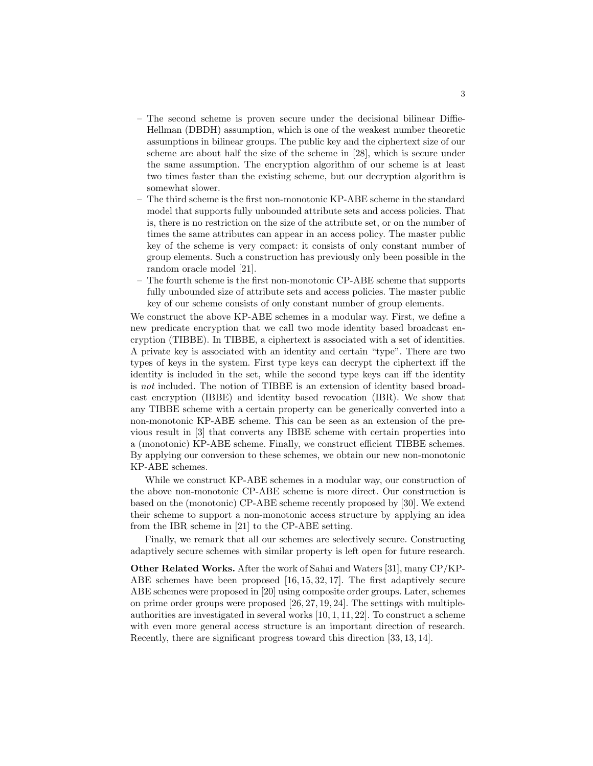- The second scheme is proven secure under the decisional bilinear Diffie-Hellman (DBDH) assumption, which is one of the weakest number theoretic assumptions in bilinear groups. The public key and the ciphertext size of our scheme are about half the size of the scheme in [28], which is secure under the same assumption. The encryption algorithm of our scheme is at least two times faster than the existing scheme, but our decryption algorithm is somewhat slower.
- The third scheme is the first non-monotonic KP-ABE scheme in the standard model that supports fully unbounded attribute sets and access policies. That is, there is no restriction on the size of the attribute set, or on the number of times the same attributes can appear in an access policy. The master public key of the scheme is very compact: it consists of only constant number of group elements. Such a construction has previously only been possible in the random oracle model [21].
- The fourth scheme is the first non-monotonic CP-ABE scheme that supports fully unbounded size of attribute sets and access policies. The master public key of our scheme consists of only constant number of group elements.

We construct the above KP-ABE schemes in a modular way. First, we define a new predicate encryption that we call two mode identity based broadcast encryption (TIBBE). In TIBBE, a ciphertext is associated with a set of identities. A private key is associated with an identity and certain "type". There are two types of keys in the system. First type keys can decrypt the ciphertext iff the identity is included in the set, while the second type keys can iff the identity is *not* included. The notion of TIBBE is an extension of identity based broadcast encryption (IBBE) and identity based revocation (IBR). We show that any TIBBE scheme with a certain property can be generically converted into a non-monotonic KP-ABE scheme. This can be seen as an extension of the previous result in [3] that converts any IBBE scheme with certain properties into a (monotonic) KP-ABE scheme. Finally, we construct efficient TIBBE schemes. By applying our conversion to these schemes, we obtain our new non-monotonic KP-ABE schemes.

While we construct KP-ABE schemes in a modular way, our construction of the above non-monotonic CP-ABE scheme is more direct. Our construction is based on the (monotonic) CP-ABE scheme recently proposed by [30]. We extend their scheme to support a non-monotonic access structure by applying an idea from the IBR scheme in [21] to the CP-ABE setting.

Finally, we remark that all our schemes are selectively secure. Constructing adaptively secure schemes with similar property is left open for future research.

**Other Related Works.** After the work of Sahai and Waters [31], many CP/KP-ABE schemes have been proposed [16, 15, 32, 17]. The first adaptively secure ABE schemes were proposed in [20] using composite order groups. Later, schemes on prime order groups were proposed [26, 27, 19, 24]. The settings with multiple-authorities are investigated in several works [10, 1, 11, 22]. To construct a scheme with even more general access structure is an important direction of research. Recently, there are significant progress toward this direction [33, 13, 14].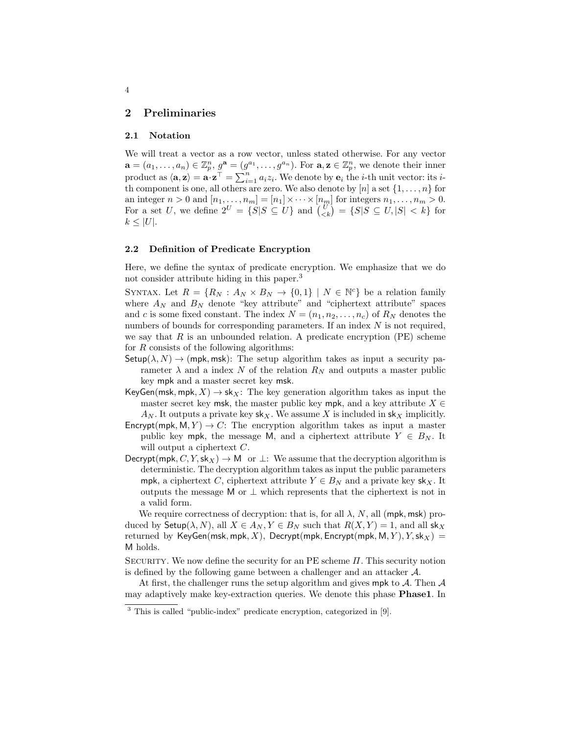## 2 Preliminaries

### 2.1 Notation

We will treat a vector as a row vector, unless stated otherwise. For any vector $\mathbf{a} = (a_1, \ldots, a_n) \in \mathbb{Z}_p^n$, $g^{\mathbf{a}} = (g^{a_1}, \ldots, g^{a_n})$. For $\mathbf{a}, \mathbf{z} \in \mathbb{Z}_p^n$, we denote their inner product as $\langle \mathbf{a}, \mathbf{z} \rangle = \mathbf{a} \cdot \mathbf{z}^\top = \sum_{i=1}^n a_i z_i$. We denote by $\mathbf{e}_i$ the $i$-th unit vector: its $i$-th component is one, all others are zero. We also denote by $[n]$ a set $\{1, \ldots, n\}$ for an integer $n > 0$ and $[n_1, \ldots, n_m] = [n_1] \times \cdots \times [n_m]$ for integers $n_1, \ldots, n_m > 0$. For a set $U$, we define $2^U = \{S | S \subseteq U\}$ and $\binom{U}{<k} = \{S | S \subseteq U, |S| < k\}$ for $k \leq |U|$.

### 2.2 Definition of Predicate Encryption

Here, we define the syntax of predicate encryption. We emphasize that we do not consider attribute hiding in this paper.[3]

Syntax. Let $R = \{R_N : A_N \times B_N \to \{0, 1\} \mid N \in \mathbb{N}^c\}$ be a relation family where $A_N$ and $B_N$ denote "key attribute" and "ciphertext attribute" spaces and $c$ is some fixed constant. The index $N = (n_1, n_2, \ldots, n_c)$ of $R_N$ denotes the numbers of bounds for corresponding parameters. If an index $N$ is not required, we say that $R$ is an unbounded relation. A predicate encryption (PE) scheme for $R$ consists of the following algorithms:

$\mathsf{Setup}(\lambda, N) \to (\mathsf{mpk}, \mathsf{msk})$: The setup algorithm takes as input a security parameter $\lambda$ and a index $N$ of the relation $R_N$ and outputs a master public key $\mathsf{mpk}$ and a master secret key $\mathsf{msk}$.

$\mathsf{KeyGen}(\mathsf{msk}, \mathsf{mpk}, X) \to \mathsf{sk}_X$: The key generation algorithm takes as input the master secret key $\mathsf{msk}$, the master public key $\mathsf{mpk}$, and a key attribute $X \in A_N$. It outputs a private key $\mathsf{sk}_X$. We assume $X$ is included in $\mathsf{sk}_X$ implicitly.

$\mathsf{Encrypt}(\mathsf{mpk}, \mathsf{M}, Y) \to C$: The encryption algorithm takes as input a master public key $\mathsf{mpk}$, the message $\mathsf{M}$, and a ciphertext attribute $Y \in B_N$. It will output a ciphertext $C$.

$\mathsf{Decrypt}(\mathsf{mpk}, C, Y, \mathsf{sk}_X) \to \mathsf{M}$ or $\perp$: We assume that the decryption algorithm is deterministic. The decryption algorithm takes as input the public parameters $\mathsf{mpk}$, a ciphertext $C$, ciphertext attribute $Y \in B_N$ and a private key $\mathsf{sk}_X$. It outputs the message $\mathsf{M}$ or $\perp$ which represents that the ciphertext is not in a valid form.

We require correctness of decryption: that is, for all $\lambda$, $N$, all $(\mathsf{mpk}, \mathsf{msk})$ produced by $\mathsf{Setup}(\lambda, N)$, all $X \in A_N, Y \in B_N$ such that $R(X, Y) = 1$, and all $\mathsf{sk}_X$ returned by $\mathsf{KeyGen}(\mathsf{msk}, \mathsf{mpk}, X)$, $\mathsf{Decrypt}(\mathsf{mpk}, \mathsf{Encrypt}(\mathsf{mpk}, \mathsf{M}, Y), Y, \mathsf{sk}_X) = \mathsf{M}$ holds.

Security. We now define the security for an PE scheme $\Pi$. This security notion is defined by the following game between a challenger and an attacker $\mathcal{A}$.

At first, the challenger runs the setup algorithm and gives $\mathsf{mpk}$ to $\mathcal{A}$. Then $\mathcal{A}$ may adaptively make key-extraction queries. We denote this phase **Phase1**. In

[3] This is called "public-index" predicate encryption, categorized in [9].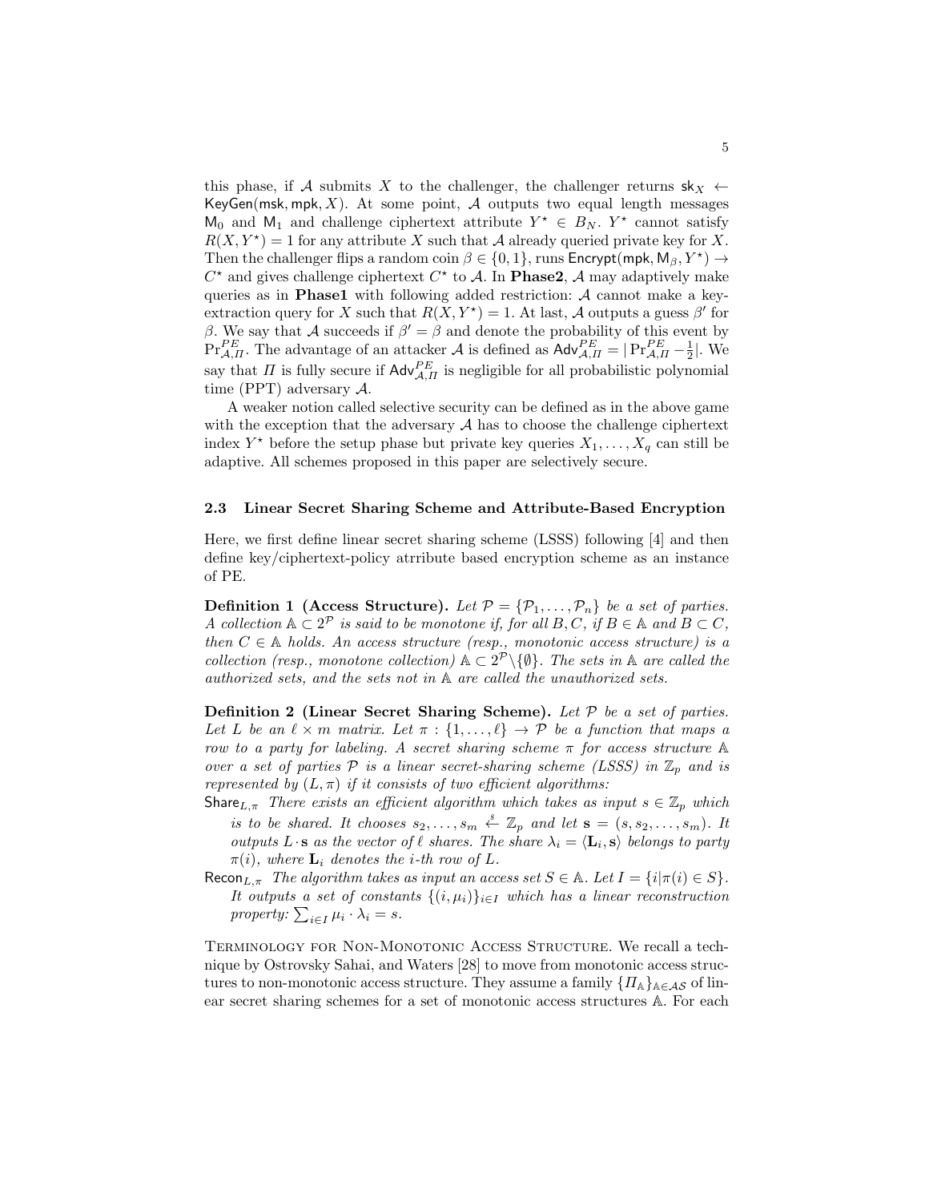this phase, if $\mathcal{A}$ submits $X$ to the challenger, the challenger returns $\mathsf{sk}_X \leftarrow \mathsf{KeyGen}(\mathsf{msk}, \mathsf{mpk}, X)$. At some point, $\mathcal{A}$ outputs two equal length messages $\mathsf{M}_0$ and $\mathsf{M}_1$ and challenge ciphertext attribute $Y^\star \in B_N$. $Y^\star$ cannot satisfy $R(X, Y^\star) = 1$ for any attribute $X$ such that $\mathcal{A}$ already queried private key for $X$. Then the challenger flips a random coin $\beta \in \{0, 1\}$, runs $\mathsf{Encrypt}(\mathsf{mpk}, \mathsf{M}_\beta, Y^\star) \rightarrow C^\star$ and gives challenge ciphertext $C^\star$ to $\mathcal{A}$. In **Phase2**, $\mathcal{A}$ may adaptively make queries as in **Phase1** with following added restriction: $\mathcal{A}$ cannot make a key-extraction query for $X$ such that $R(X, Y^\star) = 1$. At last, $\mathcal{A}$ outputs a guess $\beta'$ for $\beta$. We say that $\mathcal{A}$ succeeds if $\beta' = \beta$ and denote the probability of this event by $\Pr^{PE}_{\mathcal{A},\Pi}$. The advantage of an attacker $\mathcal{A}$ is defined as $\mathsf{Adv}^{PE}_{\mathcal{A},\Pi} = |\Pr^{PE}_{\mathcal{A},\Pi} - \frac{1}{2}|$. We say that $\Pi$ is fully secure if $\mathsf{Adv}^{PE}_{\mathcal{A},\Pi}$ is negligible for all probabilistic polynomial time (PPT) adversary $\mathcal{A}$.

A weaker notion called selective security can be defined as in the above game with the exception that the adversary $\mathcal{A}$ has to choose the challenge ciphertext index $Y^\star$ before the setup phase but private key queries $X_1, \ldots, X_q$ can still be adaptive. All schemes proposed in this paper are selectively secure.

### 2.3 Linear Secret Sharing Scheme and Attribute-Based Encryption

Here, we first define linear secret sharing scheme (LSSS) following [4] and then define key/ciphertext-policy atrribute based encryption scheme as an instance of PE.

**Definition 1 (Access Structure).** *Let $\mathcal{P} = \{\mathcal{P}_1, \ldots, \mathcal{P}_n\}$ be a set of parties. A collection $\mathbb{A} \subset 2^{\mathcal{P}}$ is said to be monotone if, for all $B, C$, if $B \in \mathbb{A}$ and $B \subset C$, then $C \in \mathbb{A}$ holds. An access structure (resp., monotonic access structure) is a collection (resp., monotone collection) $\mathbb{A} \subset 2^{\mathcal{P}} \backslash \{\emptyset\}$. The sets in $\mathbb{A}$ are called the authorized sets, and the sets not in $\mathbb{A}$ are called the unauthorized sets.*

**Definition 2 (Linear Secret Sharing Scheme).** *Let $\mathcal{P}$ be a set of parties. Let $L$ be an $\ell \times m$ matrix. Let $\pi : \{1, \ldots, \ell\} \rightarrow \mathcal{P}$ be a function that maps a row to a party for labeling. A secret sharing scheme $\pi$ for access structure $\mathbb{A}$ over a set of parties $\mathcal{P}$ is a linear secret-sharing scheme (LSSS) in $\mathbb{Z}_p$ and is represented by $(L, \pi)$ if it consists of two efficient algorithms:*

$\mathsf{Share}_{L,\pi}$ *There exists an efficient algorithm which takes as input $s \in \mathbb{Z}_p$ which is to be shared. It chooses $s_2, \ldots, s_m \xleftarrow{\$} \mathbb{Z}_p$ and let $\mathbf{s} = (s, s_2, \ldots, s_m)$. It outputs $L \cdot \mathbf{s}$ as the vector of $\ell$ shares. The share $\lambda_i = \langle \mathbf{L}_i, \mathbf{s} \rangle$ belongs to party $\pi(i)$, where $\mathbf{L}_i$ denotes the $i$-th row of $L$.*

$\mathsf{Recon}_{L,\pi}$ *The algorithm takes as input an access set $S \in \mathbb{A}$. Let $I = \{i | \pi(i) \in S\}$. It outputs a set of constants $\{(i, \mu_i)\}_{i \in I}$ which has a linear reconstruction property: $\sum_{i \in I} \mu_i \cdot \lambda_i = s$.*

Terminology for Non-Monotonic Access Structure. We recall a technique by Ostrovsky Sahai, and Waters [28] to move from monotonic access structures to non-monotonic access structure. They assume a family $\{\Pi_{\mathbb{A}}\}_{\mathbb{A} \in \mathcal{AS}}$ of linear secret sharing schemes for a set of monotonic access structures $\mathbb{A}$. For each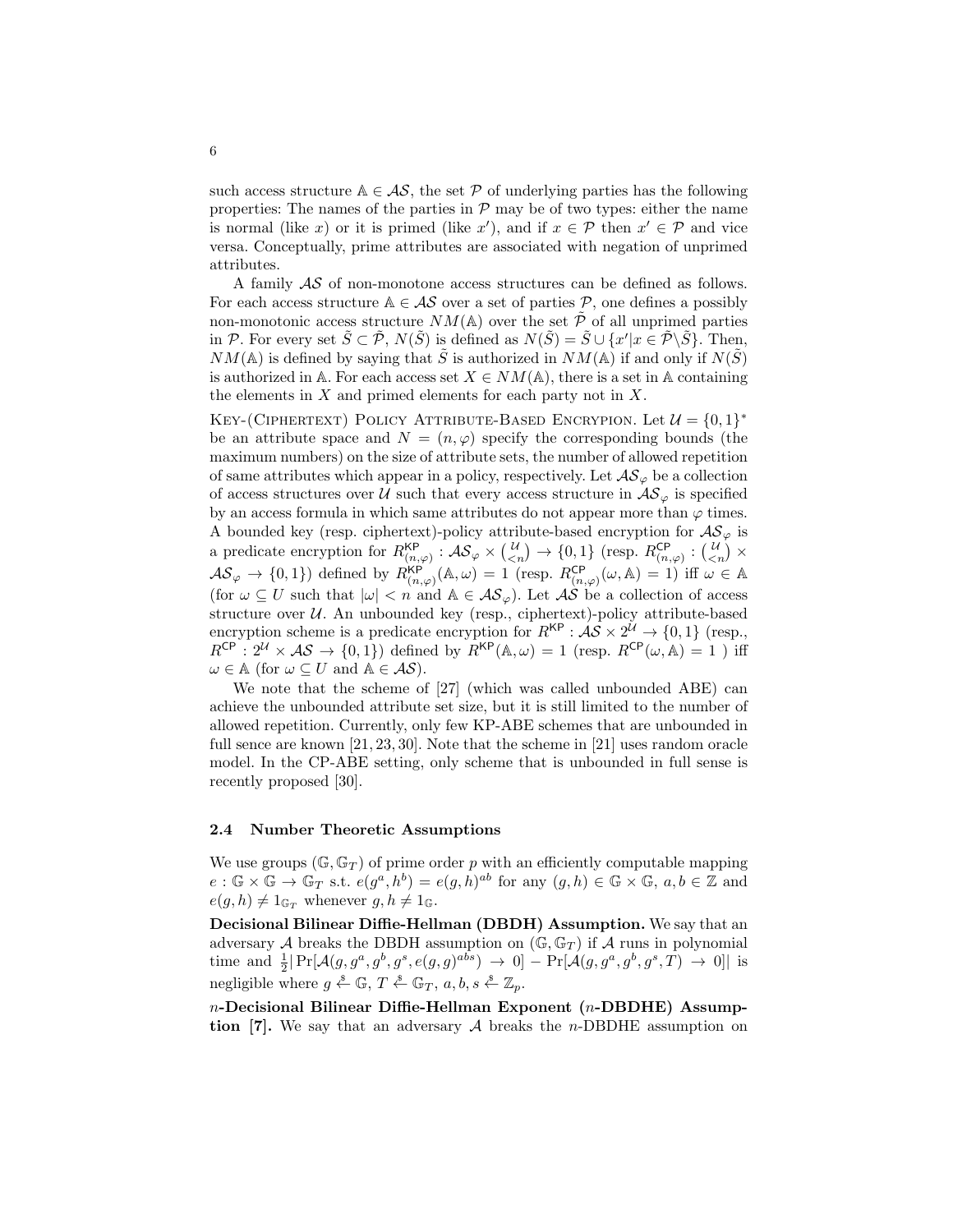such access structure $\mathbb{A} \in \mathcal{AS}$, the set $\mathcal{P}$ of underlying parties has the following properties: The names of the parties in $\mathcal{P}$ may be of two types: either the name is normal (like $x$) or it is primed (like $x'$), and if $x \in \mathcal{P}$ then $x' \in \mathcal{P}$ and vice versa. Conceptually, prime attributes are associated with negation of unprimed attributes.

A family $\mathcal{AS}$ of non-monotone access structures can be defined as follows. For each access structure $\mathbb{A} \in \mathcal{AS}$ over a set of parties $\mathcal{P}$, one defines a possibly non-monotonic access structure $NM(\mathbb{A})$ over the set $\tilde{\mathcal{P}}$ of all unprimed parties in $\mathcal{P}$. For every set $\tilde{S} \subset \tilde{\mathcal{P}}$, $N(\tilde{S})$ is defined as $N(\tilde{S}) = \tilde{S} \cup \{x' | x \in \tilde{\mathcal{P}} \backslash \tilde{S}\}$. Then, $NM(\mathbb{A})$ is defined by saying that $\tilde{S}$ is authorized in $NM(\mathbb{A})$ if and only if $N(\tilde{S})$ is authorized in $\mathbb{A}$. For each access set $X \in NM(\mathbb{A})$, there is a set in $\mathbb{A}$ containing the elements in $X$ and primed elements for each party not in $X$.

Key-(Ciphertext) Policy Attribute-Based Encryption. Let $\mathcal{U} = \{0,1\}^*$ be an attribute space and $N = (n, \varphi)$ specify the corresponding bounds (the maximum numbers) on the size of attribute sets, the number of allowed repetition of same attributes which appear in a policy, respectively. Let $\mathcal{AS}_\varphi$ be a collection of access structures over $\mathcal{U}$ such that every access structure in $\mathcal{AS}_\varphi$ is specified by an access formula in which same attributes do not appear more than $\varphi$ times. A bounded key (resp. ciphertext)-policy attribute-based encryption for $\mathcal{AS}_\varphi$ is a predicate encryption for $R^{\mathsf{KP}}_{(n,\varphi)} : \mathcal{AS}_\varphi \times \binom{\mathcal{U}}{<n} \to \{0,1\}$ (resp. $R^{\mathsf{CP}}_{(n,\varphi)} : \binom{\mathcal{U}}{<n} \times \mathcal{AS}_\varphi \to \{0,1\}$) defined by $R^{\mathsf{KP}}_{(n,\varphi)}(\mathbb{A}, \omega) = 1$ (resp. $R^{\mathsf{CP}}_{(n,\varphi)}(\omega, \mathbb{A}) = 1$) iff $\omega \in \mathbb{A}$ (for $\omega \subseteq U$ such that $|\omega| < n$ and $\mathbb{A} \in \mathcal{AS}_\varphi$). Let $\mathcal{AS}$ be a collection of access structure over $\mathcal{U}$. An unbounded key (resp., ciphertext)-policy attribute-based encryption scheme is a predicate encryption for $R^{\mathsf{KP}} : \mathcal{AS} \times 2^{\mathcal{U}} \to \{0,1\}$ (resp., $R^{\mathsf{CP}} : 2^{\mathcal{U}} \times \mathcal{AS} \to \{0,1\}$) defined by $R^{\mathsf{KP}}(\mathbb{A}, \omega) = 1$ (resp. $R^{\mathsf{CP}}(\omega, \mathbb{A}) = 1$ ) iff $\omega \in \mathbb{A}$ (for $\omega \subseteq U$ and $\mathbb{A} \in \mathcal{AS}$).

We note that the scheme of [27] (which was called unbounded ABE) can achieve the unbounded attribute set size, but it is still limited to the number of allowed repetition. Currently, only few KP-ABE schemes that are unbounded in full sence are known [21, 23, 30]. Note that the scheme in [21] uses random oracle model. In the CP-ABE setting, only scheme that is unbounded in full sense is recently proposed [30].

### 2.4 Number Theoretic Assumptions

We use groups $(\mathbb{G}, \mathbb{G}_T)$ of prime order $p$ with an efficiently computable mapping $e : \mathbb{G} \times \mathbb{G} \to \mathbb{G}_T$ s.t. $e(g^a, h^b) = e(g,h)^{ab}$ for any $(g,h) \in \mathbb{G} \times \mathbb{G}$, $a, b \in \mathbb{Z}$ and $e(g,h) \neq 1_{\mathbb{G}_T}$ whenever $g, h \neq 1_{\mathbb{G}}$.

**Decisional Bilinear Diffie-Hellman (DBDH) Assumption.** We say that an adversary $\mathcal{A}$ breaks the DBDH assumption on $(\mathbb{G}, \mathbb{G}_T)$ if $\mathcal{A}$ runs in polynomial time and $\frac{1}{2}|\Pr[\mathcal{A}(g, g^a, g^b, g^s, e(g,g)^{abs}) \to 0] - \Pr[\mathcal{A}(g, g^a, g^b, g^s, T) \to 0]|$ is negligible where $g \xleftarrow{\$} \mathbb{G}$, $T \xleftarrow{\$} \mathbb{G}_T$, $a, b, s \xleftarrow{\$} \mathbb{Z}_p$.

**$n$-Decisional Bilinear Diffie-Hellman Exponent ($n$-DBDHE) Assumption [7].** We say that an adversary $\mathcal{A}$ breaks the $n$-DBDHE assumption on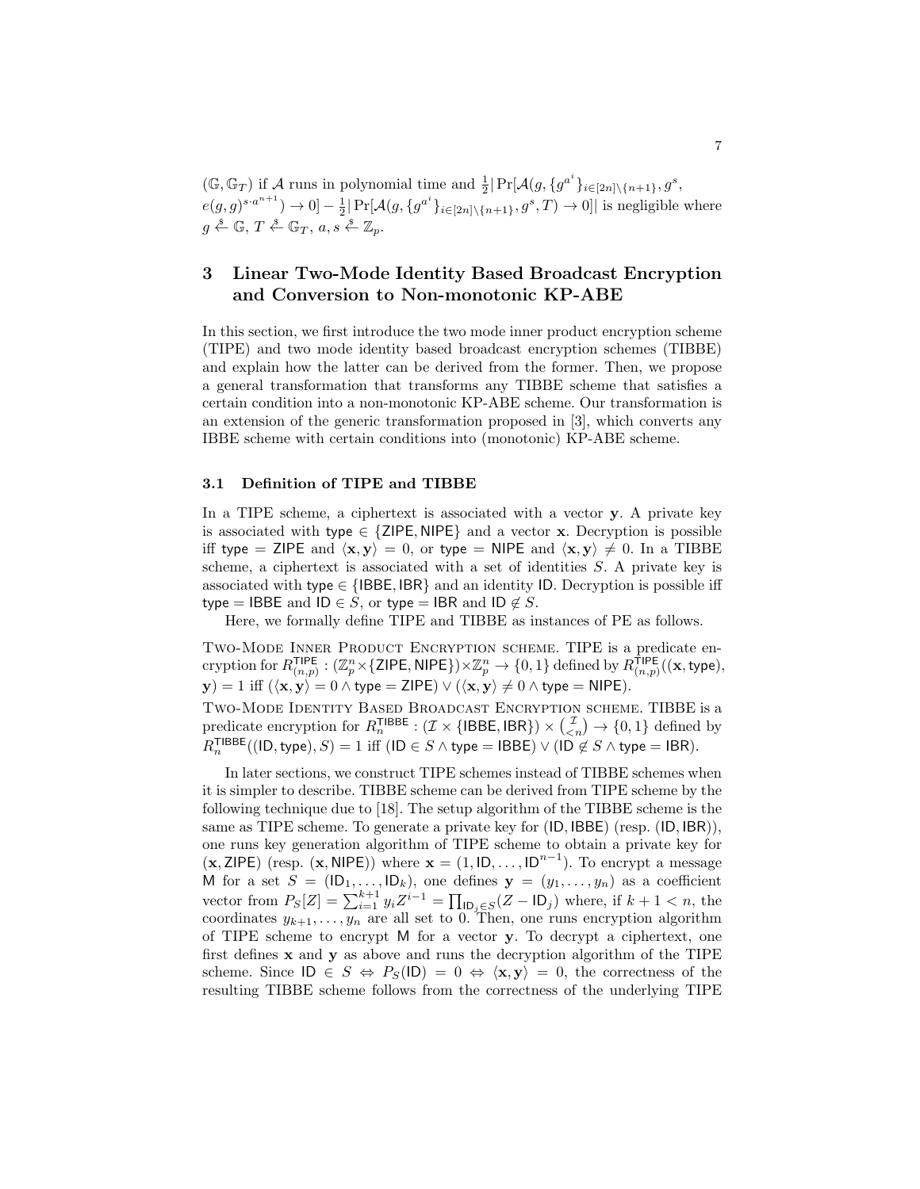$(\mathbb{G}, \mathbb{G}_T)$ if $\mathcal{A}$ runs in polynomial time and $\frac{1}{2}|\Pr[\mathcal{A}(g, \{g^{a^i}\}_{i\in[2n]\setminus\{n+1\}}, g^s, e(g,g)^{s\cdot a^{n+1}}) \to 0] - \frac{1}{2}|\Pr[\mathcal{A}(g, \{g^{a^i}\}_{i\in[2n]\setminus\{n+1\}}, g^s, T) \to 0]|$ is negligible where $g \xleftarrow{\$} \mathbb{G}$, $T \xleftarrow{\$} \mathbb{G}_T$, $a, s \xleftarrow{\$} \mathbb{Z}_p$.

## 3 Linear Two-Mode Identity Based Broadcast Encryption and Conversion to Non-monotonic KP-ABE

In this section, we first introduce the two mode inner product encryption scheme (TIPE) and two mode identity based broadcast encryption schemes (TIBBE) and explain how the latter can be derived from the former. Then, we propose a general transformation that transforms any TIBBE scheme that satisfies a certain condition into a non-monotonic KP-ABE scheme. Our transformation is an extension of the generic transformation proposed in [3], which converts any IBBE scheme with certain conditions into (monotonic) KP-ABE scheme.

### 3.1 Definition of TIPE and TIBBE

In a TIPE scheme, a ciphertext is associated with a vector $\mathbf{y}$. A private key is associated with $\mathsf{type} \in \{\mathsf{ZIPE}, \mathsf{NIPE}\}$ and a vector $\mathbf{x}$. Decryption is possible iff $\mathsf{type} = \mathsf{ZIPE}$ and $\langle \mathbf{x}, \mathbf{y}\rangle = 0$, or $\mathsf{type} = \mathsf{NIPE}$ and $\langle \mathbf{x}, \mathbf{y}\rangle \neq 0$. In a TIBBE scheme, a ciphertext is associated with a set of identities $S$. A private key is associated with $\mathsf{type} \in \{\mathsf{IBBE}, \mathsf{IBR}\}$ and an identity $\mathsf{ID}$. Decryption is possible iff $\mathsf{type} = \mathsf{IBBE}$ and $\mathsf{ID} \in S$, or $\mathsf{type} = \mathsf{IBR}$ and $\mathsf{ID} \notin S$.

Here, we formally define TIPE and TIBBE as instances of PE as follows.

Two-Mode Inner Product Encryption scheme. TIPE is a predicate encryption for $R^{\mathsf{TIPE}}_{(n,p)} : (\mathbb{Z}_p^n \times \{\mathsf{ZIPE}, \mathsf{NIPE}\}) \times \mathbb{Z}_p^n \to \{0,1\}$ defined by $R^{\mathsf{TIPE}}_{(n,p)}((\mathbf{x}, \mathsf{type}), \mathbf{y}) = 1$ iff $(\langle \mathbf{x}, \mathbf{y}\rangle = 0 \land \mathsf{type} = \mathsf{ZIPE}) \lor (\langle \mathbf{x}, \mathbf{y}\rangle \neq 0 \land \mathsf{type} = \mathsf{NIPE})$.

Two-Mode Identity Based Broadcast Encryption scheme. TIBBE is a predicate encryption for $R^{\mathsf{TIBBE}}_n : (\mathcal{I} \times \{\mathsf{IBBE}, \mathsf{IBR}\}) \times \binom{\mathcal{I}}{<n} \to \{0,1\}$ defined by $R^{\mathsf{TIBBE}}_n((\mathsf{ID}, \mathsf{type}), S) = 1$ iff $(\mathsf{ID} \in S \land \mathsf{type} = \mathsf{IBBE}) \lor (\mathsf{ID} \notin S \land \mathsf{type} = \mathsf{IBR})$.

In later sections, we construct TIPE schemes instead of TIBBE schemes when it is simpler to describe. TIBBE scheme can be derived from TIPE scheme by the following technique due to [18]. The setup algorithm of the TIBBE scheme is the same as TIPE scheme. To generate a private key for $(\mathsf{ID}, \mathsf{IBBE})$ (resp. $(\mathsf{ID}, \mathsf{IBR})$), one runs key generation algorithm of TIPE scheme to obtain a private key for $(\mathbf{x}, \mathsf{ZIPE})$ (resp. $(\mathbf{x}, \mathsf{NIPE})$) where $\mathbf{x} = (1, \mathsf{ID}, \ldots, \mathsf{ID}^{n-1})$. To encrypt a message $\mathsf{M}$ for a set $S = (\mathsf{ID}_1, \ldots, \mathsf{ID}_k)$, one defines $\mathbf{y} = (y_1, \ldots, y_n)$ as a coefficient vector from $P_S[Z] = \sum_{i=1}^{k+1} y_i Z^{i-1} = \prod_{\mathsf{ID}_j \in S}(Z - \mathsf{ID}_j)$ where, if $k+1 < n$, the coordinates $y_{k+1}, \ldots, y_n$ are all set to 0. Then, one runs encryption algorithm of TIPE scheme to encrypt $\mathsf{M}$ for a vector $\mathbf{y}$. To decrypt a ciphertext, one first defines $\mathbf{x}$ and $\mathbf{y}$ as above and runs the decryption algorithm of the TIPE scheme. Since $\mathsf{ID} \in S \Leftrightarrow P_S(\mathsf{ID}) = 0 \Leftrightarrow \langle \mathbf{x}, \mathbf{y}\rangle = 0$, the correctness of the resulting TIBBE scheme follows from the correctness of the underlying TIPE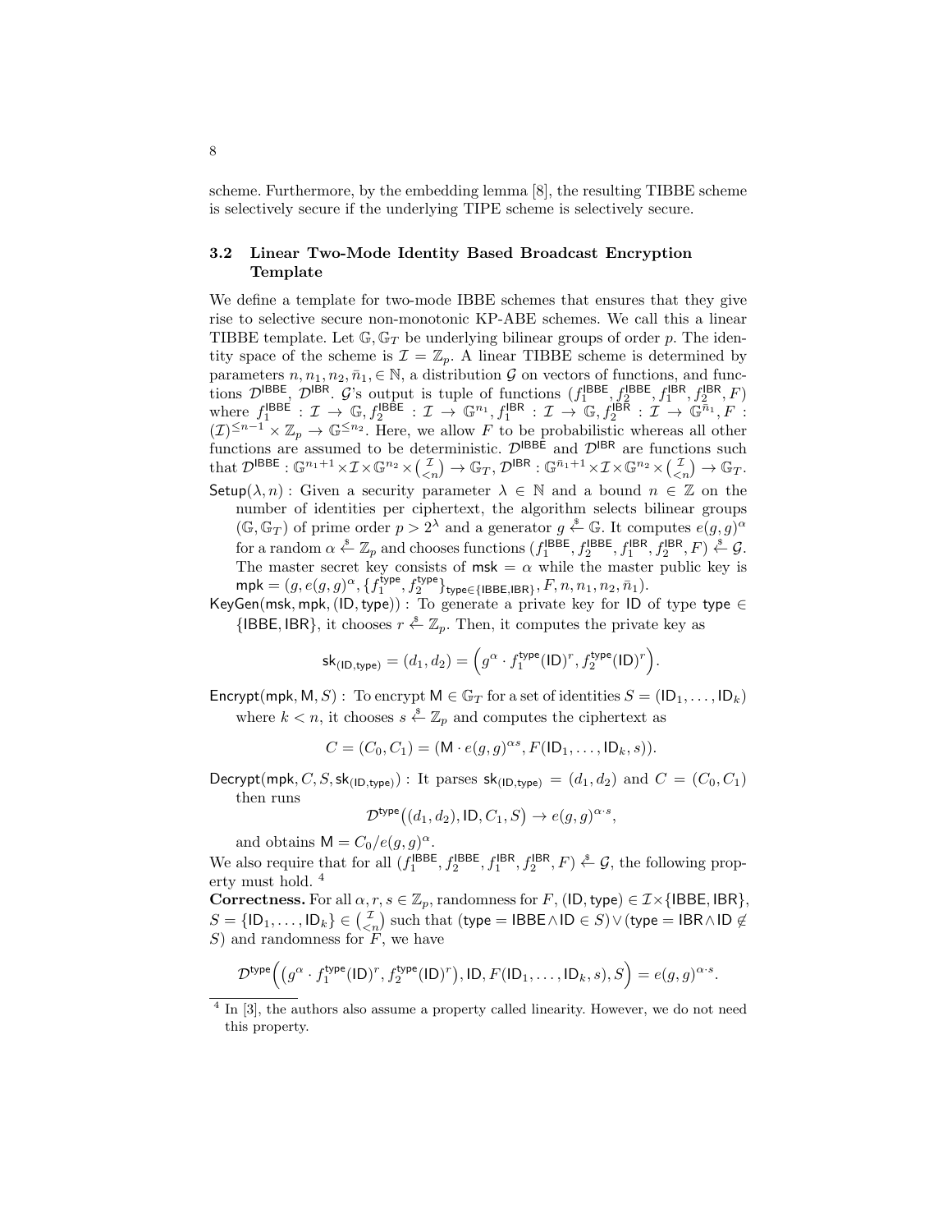scheme. Furthermore, by the embedding lemma [8], the resulting TIBBE scheme is selectively secure if the underlying TIPE scheme is selectively secure.

### 3.2 Linear Two-Mode Identity Based Broadcast Encryption Template

We define a template for two-mode IBBE schemes that ensures that they give rise to selective secure non-monotonic KP-ABE schemes. We call this a linear TIBBE template. Let $\mathbb{G}, \mathbb{G}_T$ be underlying bilinear groups of order $p$. The identity space of the scheme is $\mathcal{I} = \mathbb{Z}_p$. A linear TIBBE scheme is determined by parameters $n, n_1, n_2, \bar{n}_1, \in \mathbb{N}$, a distribution $\mathcal{G}$ on vectors of functions, and functions $\mathcal{D}^{\mathsf{IBBE}}$, $\mathcal{D}^{\mathsf{IBR}}$. $\mathcal{G}$'s output is tuple of functions $(f_1^{\mathsf{IBBE}}, f_2^{\mathsf{IBBE}}, f_1^{\mathsf{IBR}}, f_2^{\mathsf{IBR}}, F)$ where $f_1^{\mathsf{IBBE}} : \mathcal{I} \to \mathbb{G}, f_2^{\mathsf{IBBE}} : \mathcal{I} \to \mathbb{G}^{n_1}, f_1^{\mathsf{IBR}} : \mathcal{I} \to \mathbb{G}, f_2^{\mathsf{IBR}} : \mathcal{I} \to \mathbb{G}^{\bar{n}_1}, F : (\mathcal{I})^{\leq n-1} \times \mathbb{Z}_p \to \mathbb{G}^{\leq n_2}$. Here, we allow $F$ to be probabilistic whereas all other functions are assumed to be deterministic. $\mathcal{D}^{\mathsf{IBBE}}$ and $\mathcal{D}^{\mathsf{IBR}}$ are functions such that $\mathcal{D}^{\mathsf{IBBE}} : \mathbb{G}^{n_1+1} \times \mathcal{I} \times \mathbb{G}^{n_2} \times \binom{\mathcal{I}}{<n} \to \mathbb{G}_T$, $\mathcal{D}^{\mathsf{IBR}} : \mathbb{G}^{\bar{n}_1+1} \times \mathcal{I} \times \mathbb{G}^{n_2} \times \binom{\mathcal{I}}{<n} \to \mathbb{G}_T$.

$\mathsf{Setup}(\lambda, n)$ : Given a security parameter $\lambda \in \mathbb{N}$ and a bound $n \in \mathbb{Z}$ on the number of identities per ciphertext, the algorithm selects bilinear groups $(\mathbb{G}, \mathbb{G}_T)$ of prime order $p > 2^\lambda$ and a generator $g \xleftarrow{\$} \mathbb{G}$. It computes $e(g, g)^\alpha$ for a random $\alpha \xleftarrow{\$} \mathbb{Z}_p$ and chooses functions $(f_1^{\mathsf{IBBE}}, f_2^{\mathsf{IBBE}}, f_1^{\mathsf{IBR}}, f_2^{\mathsf{IBR}}, F) \xleftarrow{\$} \mathcal{G}$. The master secret key consists of $\mathsf{msk} = \alpha$ while the master public key is $\mathsf{mpk} = (g, e(g, g)^\alpha, \{f_1^{\mathsf{type}}, f_2^{\mathsf{type}}\}_{\mathsf{type} \in \{\mathsf{IBBE}, \mathsf{IBR}\}}, F, n, n_1, n_2, \bar{n}_1)$.

$\mathsf{KeyGen}(\mathsf{msk}, \mathsf{mpk}, (\mathsf{ID}, \mathsf{type}))$ : To generate a private key for $\mathsf{ID}$ of type $\mathsf{type} \in \{\mathsf{IBBE}, \mathsf{IBR}\}$, it chooses $r \xleftarrow{\$} \mathbb{Z}_p$. Then, it computes the private key as

$$\mathsf{sk}_{(\mathsf{ID}, \mathsf{type})} = (d_1, d_2) = \Big(g^\alpha \cdot f_1^{\mathsf{type}}(\mathsf{ID})^r, f_2^{\mathsf{type}}(\mathsf{ID})^r\Big).$$

$\mathsf{Encrypt}(\mathsf{mpk}, \mathsf{M}, S)$ : To encrypt $\mathsf{M} \in \mathbb{G}_T$ for a set of identities $S = (\mathsf{ID}_1, \ldots, \mathsf{ID}_k)$ where $k < n$, it chooses $s \xleftarrow{\$} \mathbb{Z}_p$ and computes the ciphertext as

$$C = (C_0, C_1) = (\mathsf{M} \cdot e(g, g)^{\alpha s}, F(\mathsf{ID}_1, \ldots, \mathsf{ID}_k, s)).$$

$\mathsf{Decrypt}(\mathsf{mpk}, C, S, \mathsf{sk}_{(\mathsf{ID}, \mathsf{type})})$ : It parses $\mathsf{sk}_{(\mathsf{ID}, \mathsf{type})} = (d_1, d_2)$ and $C = (C_0, C_1)$ then runs

$$\mathcal{D}^{\mathsf{type}}\big((d_1, d_2), \mathsf{ID}, C_1, S\big) \to e(g, g)^{\alpha \cdot s},$$

and obtains $\mathsf{M} = C_0 / e(g, g)^\alpha$.

We also require that for all $(f_1^{\mathsf{IBBE}}, f_2^{\mathsf{IBBE}}, f_1^{\mathsf{IBR}}, f_2^{\mathsf{IBR}}, F) \xleftarrow{\$} \mathcal{G}$, the following property must hold. [4]

**Correctness.** For all $\alpha, r, s \in \mathbb{Z}_p$, randomness for $F$, $(\mathsf{ID}, \mathsf{type}) \in \mathcal{I} \times \{\mathsf{IBBE}, \mathsf{IBR}\}$, $S = \{\mathsf{ID}_1, \ldots, \mathsf{ID}_k\} \in \binom{\mathcal{I}}{<n}$ such that $(\mathsf{type} = \mathsf{IBBE} \wedge \mathsf{ID} \in S) \vee (\mathsf{type} = \mathsf{IBR} \wedge \mathsf{ID} \notin S)$ and randomness for $F$, we have

$$\mathcal{D}^{\mathsf{type}}\Big(\big(g^\alpha \cdot f_1^{\mathsf{type}}(\mathsf{ID})^r, f_2^{\mathsf{type}}(\mathsf{ID})^r\big), \mathsf{ID}, F(\mathsf{ID}_1, \ldots, \mathsf{ID}_k, s), S\Big) = e(g, g)^{\alpha \cdot s}.$$

---

[4] In [3], the authors also assume a property called linearity. However, we do not need this property.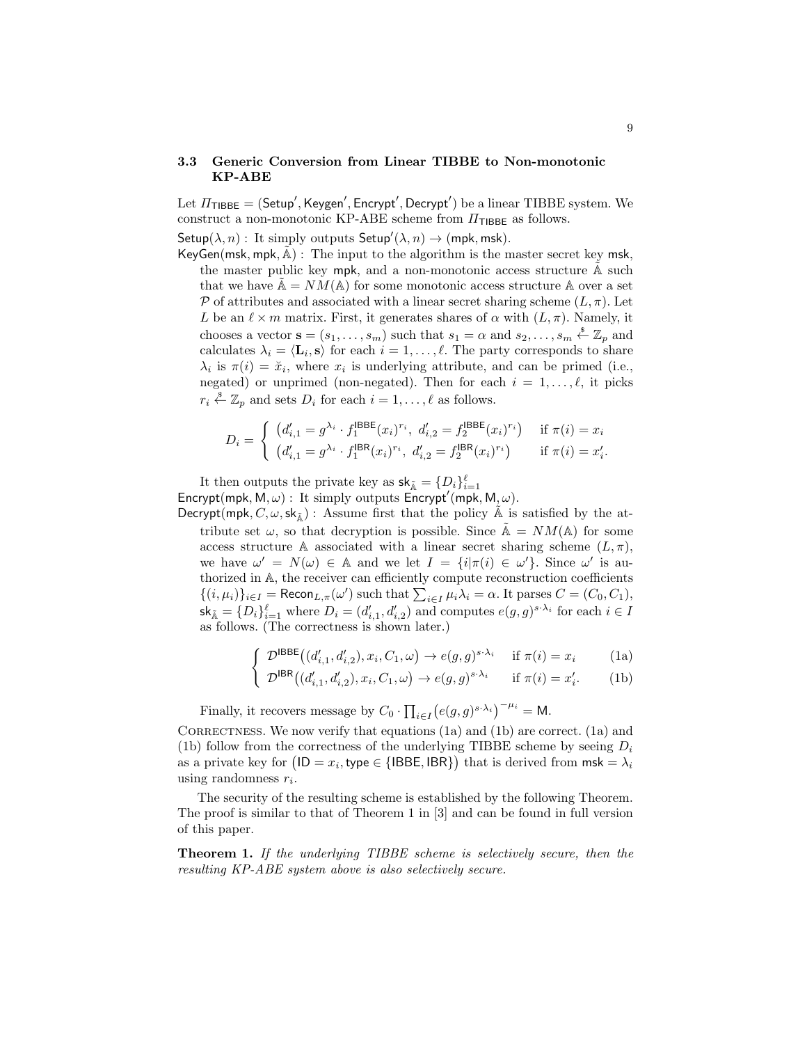### 3.3 Generic Conversion from Linear TIBBE to Non-monotonic KP-ABE

Let $\Pi_{\mathsf{TIBBE}} = (\mathsf{Setup}', \mathsf{Keygen}', \mathsf{Encrypt}', \mathsf{Decrypt}')$ be a linear TIBBE system. We construct a non-monotonic KP-ABE scheme from $\Pi_{\mathsf{TIBBE}}$ as follows.

$\mathsf{Setup}(\lambda, n)$ : It simply outputs $\mathsf{Setup}'(\lambda, n) \to (\mathsf{mpk}, \mathsf{msk})$.

$\mathsf{KeyGen}(\mathsf{msk}, \mathsf{mpk}, \tilde{\mathbb{A}})$ : The input to the algorithm is the master secret key $\mathsf{msk}$, the master public key $\mathsf{mpk}$, and a non-monotonic access structure $\tilde{\mathbb{A}}$ such that we have $\tilde{\mathbb{A}} = NM(\mathbb{A})$ for some monotonic access structure $\mathbb{A}$ over a set $\mathcal{P}$ of attributes and associated with a linear secret sharing scheme $(L, \pi)$. Let $L$ be an $\ell \times m$ matrix. First, it generates shares of $\alpha$ with $(L, \pi)$. Namely, it chooses a vector $\mathbf{s} = (s_1, \ldots, s_m)$ such that $s_1 = \alpha$ and $s_2, \ldots, s_m \xleftarrow{\$} \mathbb{Z}_p$ and calculates $\lambda_i = \langle \mathbf{L}_i, \mathbf{s} \rangle$ for each $i = 1, \ldots, \ell$. The party corresponds to share $\lambda_i$ is $\pi(i) = \check{x}_i$, where $x_i$ is underlying attribute, and can be primed (i.e., negated) or unprimed (non-negated). Then for each $i = 1, \ldots, \ell$, it picks $r_i \xleftarrow{\$} \mathbb{Z}_p$ and sets $D_i$ for each $i = 1, \ldots, \ell$ as follows.

$$D_i = \begin{cases} \left(d'_{i,1} = g^{\lambda_i} \cdot f_1^{\mathsf{IBBE}}(x_i)^{r_i},\ d'_{i,2} = f_2^{\mathsf{IBBE}}(x_i)^{r_i}\right) & \text{if } \pi(i) = x_i \\ \left(d'_{i,1} = g^{\lambda_i} \cdot f_1^{\mathsf{IBR}}(x_i)^{r_i},\ d'_{i,2} = f_2^{\mathsf{IBR}}(x_i)^{r_i}\right) & \text{if } \pi(i) = x'_i. \end{cases}$$

It then outputs the private key as $\mathsf{sk}_{\tilde{\mathbb{A}}} = \{D_i\}_{i=1}^{\ell}$

$\mathsf{Encrypt}(\mathsf{mpk}, \mathsf{M}, \omega)$ : It simply outputs $\mathsf{Encrypt}'(\mathsf{mpk}, \mathsf{M}, \omega)$.

$\mathsf{Decrypt}(\mathsf{mpk}, C, \omega, \mathsf{sk}_{\tilde{\mathbb{A}}})$ : Assume first that the policy $\tilde{\mathbb{A}}$ is satisfied by the attribute set $\omega$, so that decryption is possible. Since $\tilde{\mathbb{A}} = NM(\mathbb{A})$ for some access structure $\mathbb{A}$ associated with a linear secret sharing scheme $(L, \pi)$, we have $\omega' = N(\omega) \in \mathbb{A}$ and we let $I = \{i | \pi(i) \in \omega'\}$. Since $\omega'$ is authorized in $\mathbb{A}$, the receiver can efficiently compute reconstruction coefficients $\{(i, \mu_i)\}_{i \in I} = \mathsf{Recon}_{L,\pi}(\omega')$ such that $\sum_{i \in I} \mu_i \lambda_i = \alpha$. It parses $C = (C_0, C_1)$, $\mathsf{sk}_{\tilde{\mathbb{A}}} = \{D_i\}_{i=1}^{\ell}$ where $D_i = (d'_{i,1}, d'_{i,2})$ and computes $e(g,g)^{s \cdot \lambda_i}$ for each $i \in I$ as follows. (The correctness is shown later.)

$$\begin{cases} \mathcal{D}^{\mathsf{IBBE}}\big((d'_{i,1}, d'_{i,2}), x_i, C_1, \omega\big) \to e(g,g)^{s \cdot \lambda_i} & \text{if } \pi(i) = x_i \quad \text{(1a)} \\ \mathcal{D}^{\mathsf{IBR}}\big((d'_{i,1}, d'_{i,2}), x_i, C_1, \omega\big) \to e(g,g)^{s \cdot \lambda_i} & \text{if } \pi(i) = x'_i. \quad \text{(1b)} \end{cases}$$

Finally, it recovers message by $C_0 \cdot \prod_{i \in I} \big(e(g,g)^{s \cdot \lambda_i}\big)^{-\mu_i} = \mathsf{M}$.

Correctness. We now verify that equations (1a) and (1b) are correct. (1a) and (1b) follow from the correctness of the underlying TIBBE scheme by seeing $D_i$ as a private key for $\big(\mathsf{ID} = x_i, \mathsf{type} \in \{\mathsf{IBBE}, \mathsf{IBR}\}\big)$ that is derived from $\mathsf{msk} = \lambda_i$ using randomness $r_i$.

The security of the resulting scheme is established by the following Theorem. The proof is similar to that of Theorem 1 in [3] and can be found in full version of this paper.

**Theorem 1.** *If the underlying TIBBE scheme is selectively secure, then the resulting KP-ABE system above is also selectively secure.*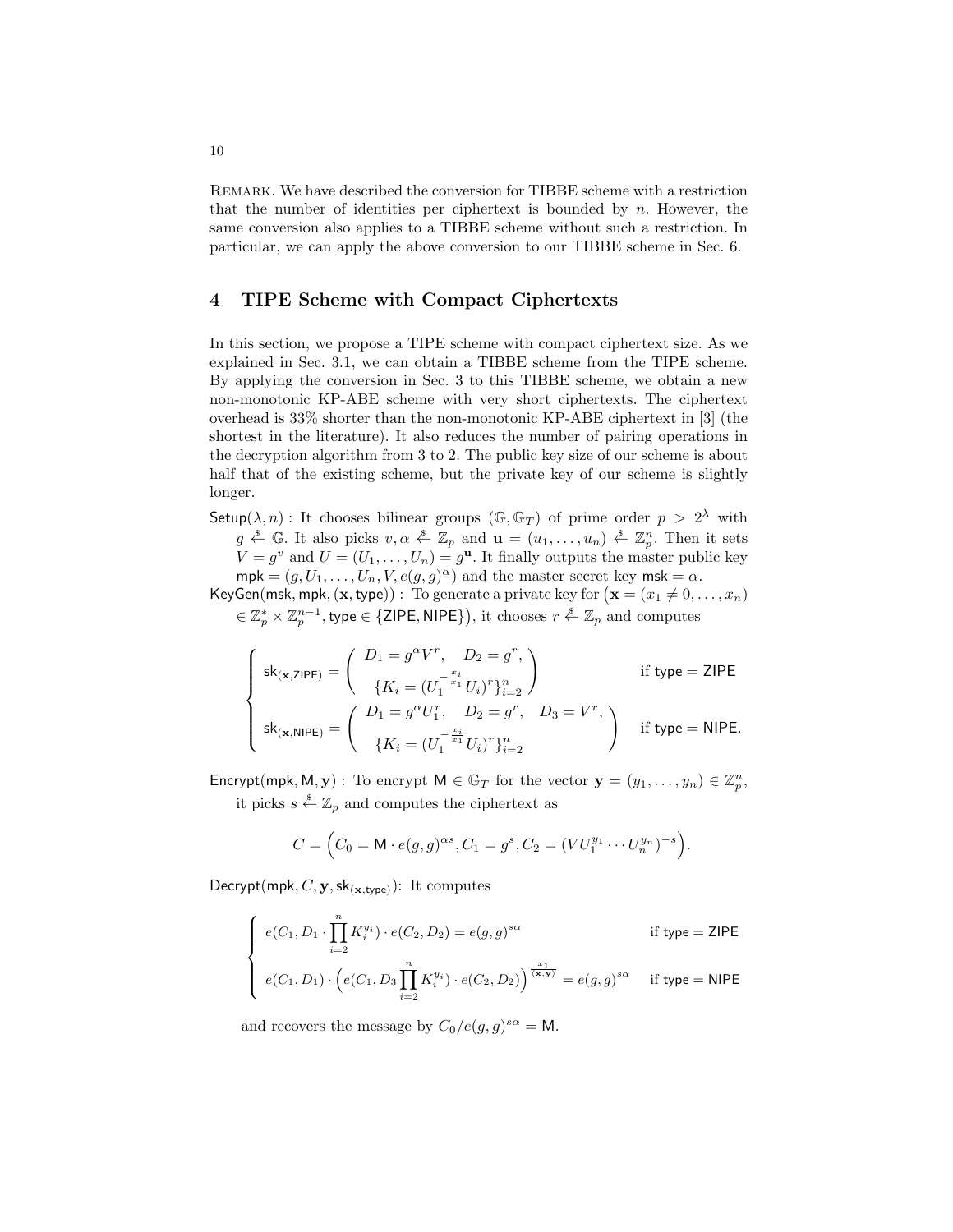Remark. We have described the conversion for TIBBE scheme with a restriction that the number of identities per ciphertext is bounded by $n$. However, the same conversion also applies to a TIBBE scheme without such a restriction. In particular, we can apply the above conversion to our TIBBE scheme in Sec. 6.

## 4 TIPE Scheme with Compact Ciphertexts

In this section, we propose a TIPE scheme with compact ciphertext size. As we explained in Sec. 3.1, we can obtain a TIBBE scheme from the TIPE scheme. By applying the conversion in Sec. 3 to this TIBBE scheme, we obtain a new non-monotonic KP-ABE scheme with very short ciphertexts. The ciphertext overhead is 33% shorter than the non-monotonic KP-ABE ciphertext in [3] (the shortest in the literature). It also reduces the number of pairing operations in the decryption algorithm from 3 to 2. The public key size of our scheme is about half that of the existing scheme, but the private key of our scheme is slightly longer.

$\mathsf{Setup}(\lambda, n)$ : It chooses bilinear groups $(\mathbb{G}, \mathbb{G}_T)$ of prime order $p > 2^\lambda$ with $g \xleftarrow{\$} \mathbb{G}$. It also picks $v, \alpha \xleftarrow{\$} \mathbb{Z}_p$ and $\mathbf{u} = (u_1, \ldots, u_n) \xleftarrow{\$} \mathbb{Z}_p^n$. Then it sets $V = g^v$ and $U = (U_1, \ldots, U_n) = g^{\mathbf{u}}$. It finally outputs the master public key $\mathsf{mpk} = (g, U_1, \ldots, U_n, V, e(g,g)^\alpha)$ and the master secret key $\mathsf{msk} = \alpha$.

$\mathsf{KeyGen}(\mathsf{msk}, \mathsf{mpk}, (\mathbf{x}, \mathsf{type}))$ : To generate a private key for $\big(\mathbf{x} = (x_1 \neq 0, \ldots, x_n) \in \mathbb{Z}_p^* \times \mathbb{Z}_p^{n-1}, \mathsf{type} \in \{\mathsf{ZIPE}, \mathsf{NIPE}\}\big)$, it chooses $r \xleftarrow{\$} \mathbb{Z}_p$ and computes

$$
\begin{cases}
\mathsf{sk}_{(\mathbf{x},\mathsf{ZIPE})} = \begin{pmatrix} D_1 = g^\alpha V^r, \quad D_2 = g^r, \\ \{K_i = (U_1^{-\frac{x_i}{x_1}} U_i)^r\}_{i=2}^n \end{pmatrix} & \text{if type} = \mathsf{ZIPE} \\
\mathsf{sk}_{(\mathbf{x},\mathsf{NIPE})} = \begin{pmatrix} D_1 = g^\alpha U_1^r, \quad D_2 = g^r, \quad D_3 = V^r, \\ \{K_i = (U_1^{-\frac{x_i}{x_1}} U_i)^r\}_{i=2}^n \end{pmatrix} & \text{if type} = \mathsf{NIPE}.
\end{cases}
$$

$\mathsf{Encrypt}(\mathsf{mpk}, \mathsf{M}, \mathbf{y})$ : To encrypt $\mathsf{M} \in \mathbb{G}_T$ for the vector $\mathbf{y} = (y_1, \ldots, y_n) \in \mathbb{Z}_p^n$, it picks $s \xleftarrow{\$} \mathbb{Z}_p$ and computes the ciphertext as

$$
C = \Big(C_0 = \mathsf{M} \cdot e(g,g)^{\alpha s}, C_1 = g^s, C_2 = (V U_1^{y_1} \cdots U_n^{y_n})^{-s}\Big).
$$

$\mathsf{Decrypt}(\mathsf{mpk}, C, \mathbf{y}, \mathsf{sk}_{(\mathbf{x},\mathsf{type})})$: It computes

$$
\begin{cases}
e(C_1, D_1 \cdot \prod_{i=2}^n K_i^{y_i}) \cdot e(C_2, D_2) = e(g,g)^{s\alpha} & \text{if type} = \mathsf{ZIPE} \\
e(C_1, D_1) \cdot \Big(e(C_1, D_3 \prod_{i=2}^n K_i^{y_i}) \cdot e(C_2, D_2)\Big)^{\frac{x_1}{\langle \mathbf{x}, \mathbf{y} \rangle}} = e(g,g)^{s\alpha} & \text{if type} = \mathsf{NIPE}
\end{cases}
$$

and recovers the message by $C_0 / e(g,g)^{s\alpha} = \mathsf{M}$.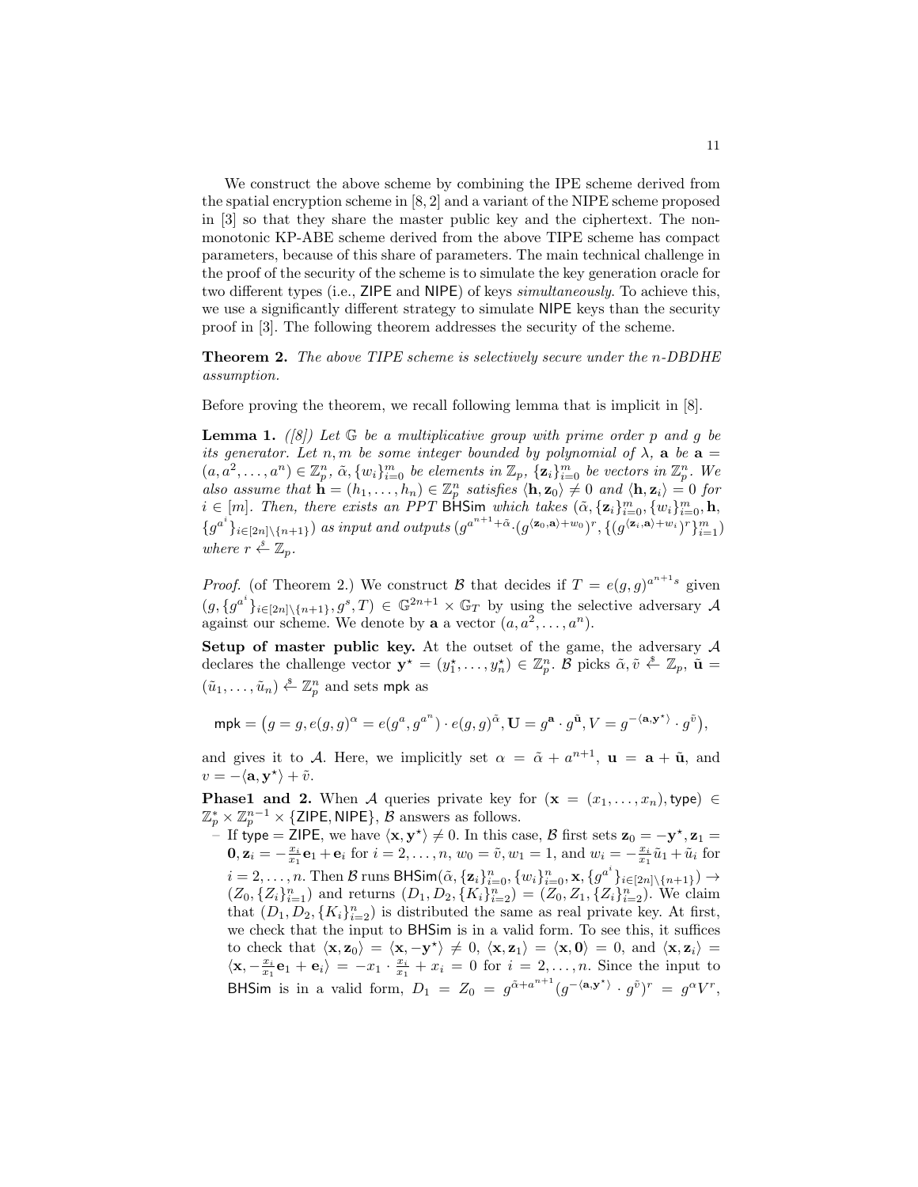We construct the above scheme by combining the IPE scheme derived from the spatial encryption scheme in [8, 2] and a variant of the NIPE scheme proposed in [3] so that they share the master public key and the ciphertext. The non-monotonic KP-ABE scheme derived from the above TIPE scheme has compact parameters, because of this share of parameters. The main technical challenge in the proof of the security of the scheme is to simulate the key generation oracle for two different types (i.e., $\mathsf{ZIPE}$ and $\mathsf{NIPE}$) of keys *simultaneously*. To achieve this, we use a significantly different strategy to simulate $\mathsf{NIPE}$ keys than the security proof in [3]. The following theorem addresses the security of the scheme.

**Theorem 2.** *The above TIPE scheme is selectively secure under the n-DBDHE assumption.*

Before proving the theorem, we recall following lemma that is implicit in [8].

**Lemma 1.** *([8]) Let $\mathbb{G}$ be a multiplicative group with prime order $p$ and $g$ be its generator. Let $n, m$ be some integer bounded by polynomial of $\lambda$, $\mathbf{a}$ be $\mathbf{a} = (a, a^2, \ldots, a^n) \in \mathbb{Z}_p^n$, $\tilde{\alpha}$, $\{w_i\}_{i=0}^m$ be elements in $\mathbb{Z}_p$, $\{\mathbf{z}_i\}_{i=0}^m$ be vectors in $\mathbb{Z}_p^n$. We also assume that $\mathbf{h} = (h_1, \ldots, h_n) \in \mathbb{Z}_p^n$ satisfies $\langle \mathbf{h}, \mathbf{z}_0 \rangle \neq 0$ and $\langle \mathbf{h}, \mathbf{z}_i \rangle = 0$ for $i \in [m]$. Then, there exists an PPT $\mathsf{BHSim}$ which takes $(\tilde{\alpha}, \{\mathbf{z}_i\}_{i=0}^m, \{w_i\}_{i=0}^m, \mathbf{h}, \{g^{a^i}\}_{i\in[2n]\setminus\{n+1\}})$ as input and outputs $(g^{a^{n+1}+\tilde{\alpha}} \cdot (g^{\langle \mathbf{z}_0, \mathbf{a}\rangle + w_0})^r, \{(g^{\langle \mathbf{z}_i, \mathbf{a}\rangle + w_i})^r\}_{i=1}^m)$ where $r \xleftarrow{\$} \mathbb{Z}_p$.*

*Proof.* (of Theorem 2.) We construct $\mathcal{B}$ that decides if $T = e(g, g)^{a^{n+1}s}$ given $(g, \{g^{a^i}\}_{i\in[2n]\setminus\{n+1\}}, g^s, T) \in \mathbb{G}^{2n+1} \times \mathbb{G}_T$ by using the selective adversary $\mathcal{A}$ against our scheme. We denote by $\mathbf{a}$ a vector $(a, a^2, \ldots, a^n)$.

**Setup of master public key.** At the outset of the game, the adversary $\mathcal{A}$ declares the challenge vector $\mathbf{y}^\star = (y_1^\star, \ldots, y_n^\star) \in \mathbb{Z}_p^n$. $\mathcal{B}$ picks $\tilde{\alpha}, \tilde{v} \xleftarrow{\$} \mathbb{Z}_p$, $\tilde{\mathbf{u}} = (\tilde{u}_1, \ldots, \tilde{u}_n) \xleftarrow{\$} \mathbb{Z}_p^n$ and sets $\mathsf{mpk}$ as

$$\mathsf{mpk} = \big(g = g, e(g, g)^\alpha = e(g^a, g^{a^n}) \cdot e(g, g)^{\tilde{\alpha}}, \mathbf{U} = g^{\mathbf{a}} \cdot g^{\tilde{\mathbf{u}}}, V = g^{-\langle \mathbf{a}, \mathbf{y}^\star \rangle} \cdot g^{\tilde{v}}\big),$$

and gives it to $\mathcal{A}$. Here, we implicitly set $\alpha = \tilde{\alpha} + a^{n+1}$, $\mathbf{u} = \mathbf{a} + \tilde{\mathbf{u}}$, and $v = -\langle \mathbf{a}, \mathbf{y}^\star \rangle + \tilde{v}$.

**Phase1 and 2.** When $\mathcal{A}$ queries private key for $(\mathbf{x} = (x_1, \ldots, x_n), \mathsf{type}) \in \mathbb{Z}_p^* \times \mathbb{Z}_p^{n-1} \times \{\mathsf{ZIPE}, \mathsf{NIPE}\}$, $\mathcal{B}$ answers as follows.

– If $\mathsf{type} = \mathsf{ZIPE}$, we have $\langle \mathbf{x}, \mathbf{y}^\star \rangle \neq 0$. In this case, $\mathcal{B}$ first sets $\mathbf{z}_0 = -\mathbf{y}^\star, \mathbf{z}_1 = \mathbf{0}, \mathbf{z}_i = -\frac{x_i}{x_1}\mathbf{e}_1 + \mathbf{e}_i$ for $i = 2, \ldots, n$, $w_0 = \tilde{v}, w_1 = 1$, and $w_i = -\frac{x_i}{x_1}\tilde{u}_1 + \tilde{u}_i$ for $i = 2, \ldots, n$. Then $\mathcal{B}$ runs $\mathsf{BHSim}(\tilde{\alpha}, \{\mathbf{z}_i\}_{i=0}^n, \{w_i\}_{i=0}^n, \mathbf{x}, \{g^{a^i}\}_{i\in[2n]\setminus\{n+1\}}) \rightarrow (Z_0, \{Z_i\}_{i=1}^n)$ and returns $(D_1, D_2, \{K_i\}_{i=2}^n) = (Z_0, Z_1, \{Z_i\}_{i=2}^n)$. We claim that $(D_1, D_2, \{K_i\}_{i=2}^n)$ is distributed the same as real private key. At first, we check that the input to $\mathsf{BHSim}$ is in a valid form. To see this, it suffices to check that $\langle \mathbf{x}, \mathbf{z}_0 \rangle = \langle \mathbf{x}, -\mathbf{y}^\star \rangle \neq 0$, $\langle \mathbf{x}, \mathbf{z}_1 \rangle = \langle \mathbf{x}, \mathbf{0} \rangle = 0$, and $\langle \mathbf{x}, \mathbf{z}_i \rangle = \langle \mathbf{x}, -\frac{x_i}{x_1}\mathbf{e}_1 + \mathbf{e}_i \rangle = -x_1 \cdot \frac{x_i}{x_1} + x_i = 0$ for $i = 2, \ldots, n$. Since the input to $\mathsf{BHSim}$ is in a valid form, $D_1 = Z_0 = g^{\tilde{\alpha}+a^{n+1}}(g^{-\langle \mathbf{a}, \mathbf{y}^\star \rangle} \cdot g^{\tilde{v}})^r = g^\alpha V^r$,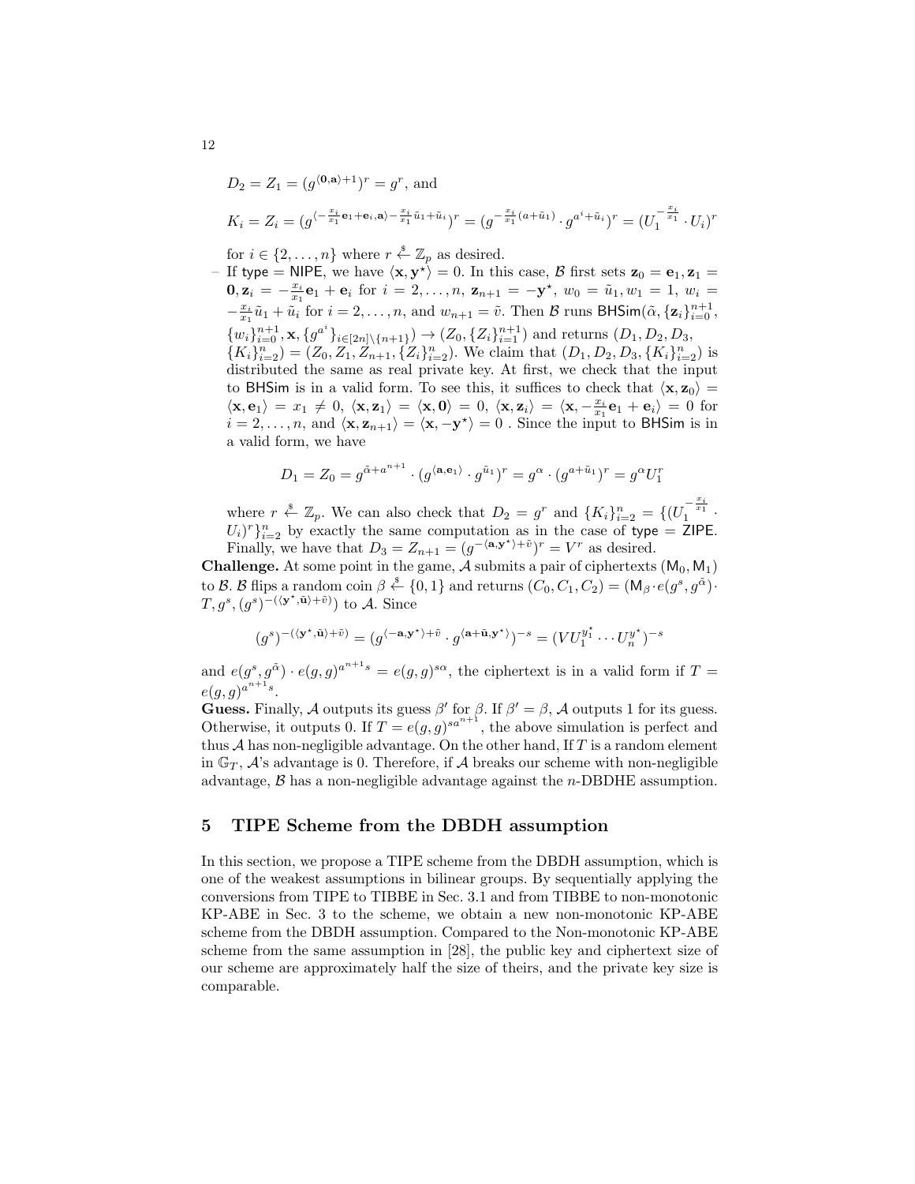$D_2 = Z_1 = (g^{\langle \mathbf{0}, \mathbf{a} \rangle + 1})^r = g^r$, and

$$K_i = Z_i = (g^{\langle -\frac{x_i}{x_1}\mathbf{e}_1 + \mathbf{e}_i, \mathbf{a}\rangle - \frac{x_i}{x_1}\tilde{u}_1 + \tilde{u}_i})^r = (g^{-\frac{x_i}{x_1}(a+\tilde{u}_1)} \cdot g^{a^i + \tilde{u}_i})^r = (U_1^{-\frac{x_i}{x_1}} \cdot U_i)^r$$

for $i \in \{2, \ldots, n\}$ where $r \xleftarrow{\$} \mathbb{Z}_p$ as desired.

– If type = NIPE, we have $\langle \mathbf{x}, \mathbf{y}^\star \rangle = 0$. In this case, $\mathcal{B}$ first sets $\mathbf{z}_0 = \mathbf{e}_1, \mathbf{z}_1 = \mathbf{0}, \mathbf{z}_i = -\frac{x_i}{x_1}\mathbf{e}_1 + \mathbf{e}_i$ for $i = 2, \ldots, n$, $\mathbf{z}_{n+1} = -\mathbf{y}^\star$, $w_0 = \tilde{u}_1, w_1 = 1$, $w_i = -\frac{x_i}{x_1}\tilde{u}_1 + \tilde{u}_i$ for $i = 2, \ldots, n$, and $w_{n+1} = \tilde{v}$. Then $\mathcal{B}$ runs $\mathsf{BHSim}(\tilde{\alpha}, \{\mathbf{z}_i\}_{i=0}^{n+1}, \{w_i\}_{i=0}^{n+1}, \mathbf{x}, \{g^{a^i}\}_{i \in [2n] \setminus \{n+1\}}) \to (Z_0, \{Z_i\}_{i=1}^{n+1})$ and returns $(D_1, D_2, D_3, \{K_i\}_{i=2}^n) = (Z_0, Z_1, Z_{n+1}, \{Z_i\}_{i=2}^n)$. We claim that $(D_1, D_2, D_3, \{K_i\}_{i=2}^n)$ is distributed the same as real private key. At first, we check that the input to BHSim is in a valid form. To see this, it suffices to check that $\langle \mathbf{x}, \mathbf{z}_0 \rangle = \langle \mathbf{x}, \mathbf{e}_1 \rangle = x_1 \neq 0$, $\langle \mathbf{x}, \mathbf{z}_1 \rangle = \langle \mathbf{x}, \mathbf{0} \rangle = 0$, $\langle \mathbf{x}, \mathbf{z}_i \rangle = \langle \mathbf{x}, -\frac{x_i}{x_1}\mathbf{e}_1 + \mathbf{e}_i \rangle = 0$ for $i = 2, \ldots, n$, and $\langle \mathbf{x}, \mathbf{z}_{n+1} \rangle = \langle \mathbf{x}, -\mathbf{y}^\star \rangle = 0$ . Since the input to BHSim is in a valid form, we have

$$D_1 = Z_0 = g^{\tilde{\alpha} + a^{n+1}} \cdot (g^{\langle \mathbf{a}, \mathbf{e}_1 \rangle} \cdot g^{\tilde{u}_1})^r = g^\alpha \cdot (g^{a + \tilde{u}_1})^r = g^\alpha U_1^r$$

where $r \xleftarrow{\$} \mathbb{Z}_p$. We can also check that $D_2 = g^r$ and $\{K_i\}_{i=2}^n = \{(U_1^{-\frac{x_i}{x_1}} \cdot U_i)^r\}_{i=2}^n$ by exactly the same computation as in the case of type = ZIPE. Finally, we have that $D_3 = Z_{n+1} = (g^{-\langle \mathbf{a}, \mathbf{y}^\star \rangle + \tilde{v}})^r = V^r$ as desired.

**Challenge.** At some point in the game, $\mathcal{A}$ submits a pair of ciphertexts $(\mathsf{M}_0, \mathsf{M}_1)$ to $\mathcal{B}$. $\mathcal{B}$ flips a random coin $\beta \xleftarrow{\$} \{0, 1\}$ and returns $(C_0, C_1, C_2) = (\mathsf{M}_\beta \cdot e(g^s, g^{\tilde{\alpha}}) \cdot T, g^s, (g^s)^{-(\langle \mathbf{y}^\star, \tilde{\mathbf{u}} \rangle + \tilde{v})})$ to $\mathcal{A}$. Since

$$(g^s)^{-(\langle \mathbf{y}^\star, \tilde{\mathbf{u}} \rangle + \tilde{v})} = (g^{\langle -\mathbf{a}, \mathbf{y}^\star \rangle + \tilde{v}} \cdot g^{\langle \mathbf{a} + \tilde{\mathbf{u}}, \mathbf{y}^\star \rangle})^{-s} = (V U_1^{y_1^\star} \cdots U_n^{y_n^\star})^{-s}$$

and $e(g^s, g^{\tilde{\alpha}}) \cdot e(g, g)^{a^{n+1}s} = e(g, g)^{s\alpha}$, the ciphertext is in a valid form if $T = e(g, g)^{a^{n+1}s}$.

**Guess.** Finally, $\mathcal{A}$ outputs its guess $\beta'$ for $\beta$. If $\beta' = \beta$, $\mathcal{A}$ outputs 1 for its guess. Otherwise, it outputs 0. If $T = e(g, g)^{sa^{n+1}}$, the above simulation is perfect and thus $\mathcal{A}$ has non-negligible advantage. On the other hand, If $T$ is a random element in $\mathbb{G}_T$, $\mathcal{A}$'s advantage is 0. Therefore, if $\mathcal{A}$ breaks our scheme with non-negligible advantage, $\mathcal{B}$ has a non-negligible advantage against the $n$-DBDHE assumption.

## 5 TIPE Scheme from the DBDH assumption

In this section, we propose a TIPE scheme from the DBDH assumption, which is one of the weakest assumptions in bilinear groups. By sequentially applying the conversions from TIPE to TIBBE in Sec. 3.1 and from TIBBE to non-monotonic KP-ABE in Sec. 3 to the scheme, we obtain a new non-monotonic KP-ABE scheme from the DBDH assumption. Compared to the Non-monotonic KP-ABE scheme from the same assumption in [28], the public key and ciphertext size of our scheme are approximately half the size of theirs, and the private key size is comparable.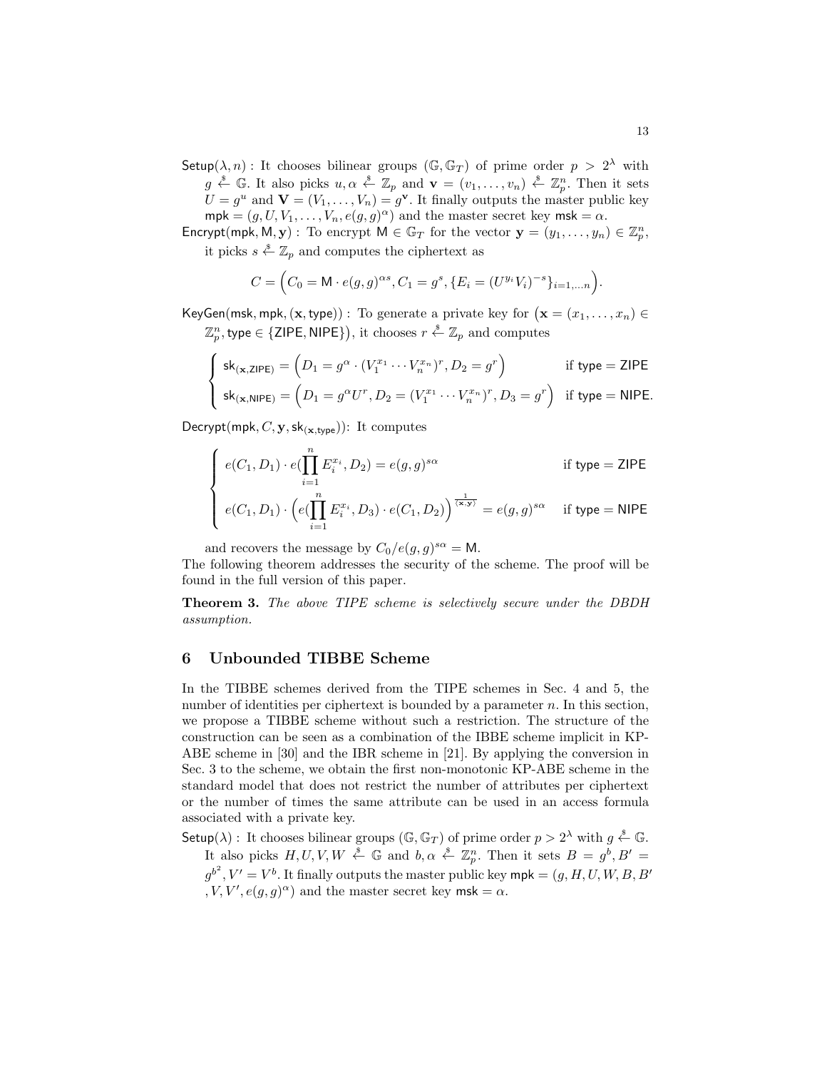$\mathsf{Setup}(\lambda, n)$ : It chooses bilinear groups $(\mathbb{G}, \mathbb{G}_T)$ of prime order $p > 2^\lambda$ with $g \xleftarrow{\$} \mathbb{G}$. It also picks $u, \alpha \xleftarrow{\$} \mathbb{Z}_p$ and $\mathbf{v} = (v_1, \ldots, v_n) \xleftarrow{\$} \mathbb{Z}_p^n$. Then it sets $U = g^u$ and $\mathbf{V} = (V_1, \ldots, V_n) = g^{\mathbf{v}}$. It finally outputs the master public key $\mathsf{mpk} = (g, U, V_1, \ldots, V_n, e(g,g)^\alpha)$ and the master secret key $\mathsf{msk} = \alpha$.

$\mathsf{Encrypt}(\mathsf{mpk}, \mathsf{M}, \mathbf{y})$ : To encrypt $\mathsf{M} \in \mathbb{G}_T$ for the vector $\mathbf{y} = (y_1, \ldots, y_n) \in \mathbb{Z}_p^n$, it picks $s \xleftarrow{\$} \mathbb{Z}_p$ and computes the ciphertext as

$$C = \Big(C_0 = \mathsf{M} \cdot e(g,g)^{\alpha s}, C_1 = g^s, \{E_i = (U^{y_i} V_i)^{-s}\}_{i=1,\ldots n}\Big).$$

$\mathsf{KeyGen}(\mathsf{msk}, \mathsf{mpk}, (\mathbf{x}, \mathsf{type}))$ : To generate a private key for $\big(\mathbf{x} = (x_1, \ldots, x_n) \in \mathbb{Z}_p^n, \mathsf{type} \in \{\mathsf{ZIPE}, \mathsf{NIPE}\}\big)$, it chooses $r \xleftarrow{\$} \mathbb{Z}_p$ and computes

$$\begin{cases} \mathsf{sk}_{(\mathbf{x},\mathsf{ZIPE})} = \Big(D_1 = g^\alpha \cdot (V_1^{x_1} \cdots V_n^{x_n})^r, D_2 = g^r\Big) & \text{if } \mathsf{type} = \mathsf{ZIPE} \\ \mathsf{sk}_{(\mathbf{x},\mathsf{NIPE})} = \Big(D_1 = g^\alpha U^r, D_2 = (V_1^{x_1} \cdots V_n^{x_n})^r, D_3 = g^r\Big) & \text{if } \mathsf{type} = \mathsf{NIPE}. \end{cases}$$

$\mathsf{Decrypt}(\mathsf{mpk}, C, \mathbf{y}, \mathsf{sk}_{(\mathbf{x},\mathsf{type})})$: It computes

$$\begin{cases} e(C_1, D_1) \cdot e(\prod_{i=1}^n E_i^{x_i}, D_2) = e(g,g)^{s\alpha} & \text{if } \mathsf{type} = \mathsf{ZIPE} \\ e(C_1, D_1) \cdot \Big(e(\prod_{i=1}^n E_i^{x_i}, D_3) \cdot e(C_1, D_2)\Big)^{\frac{1}{\langle \mathbf{x}, \mathbf{y} \rangle}} = e(g,g)^{s\alpha} & \text{if } \mathsf{type} = \mathsf{NIPE} \end{cases}$$

and recovers the message by $C_0 / e(g,g)^{s\alpha} = \mathsf{M}$.

The following theorem addresses the security of the scheme. The proof will be found in the full version of this paper.

**Theorem 3.** *The above TIPE scheme is selectively secure under the DBDH assumption.*

## 6 Unbounded TIBBE Scheme

In the TIBBE schemes derived from the TIPE schemes in Sec. 4 and 5, the number of identities per ciphertext is bounded by a parameter $n$. In this section, we propose a TIBBE scheme without such a restriction. The structure of the construction can be seen as a combination of the IBBE scheme implicit in KP-ABE scheme in [30] and the IBR scheme in [21]. By applying the conversion in Sec. 3 to the scheme, we obtain the first non-monotonic KP-ABE scheme in the standard model that does not restrict the number of attributes per ciphertext or the number of times the same attribute can be used in an access formula associated with a private key.

$\mathsf{Setup}(\lambda)$ : It chooses bilinear groups $(\mathbb{G}, \mathbb{G}_T)$ of prime order $p > 2^\lambda$ with $g \xleftarrow{\$} \mathbb{G}$. It also picks $H, U, V, W \xleftarrow{\$} \mathbb{G}$ and $b, \alpha \xleftarrow{\$} \mathbb{Z}_p^n$. Then it sets $B = g^b, B' = g^{b^2}, V' = V^b$. It finally outputs the master public key $\mathsf{mpk} = (g, H, U, W, B, B', V, V', e(g,g)^\alpha)$ and the master secret key $\mathsf{msk} = \alpha$.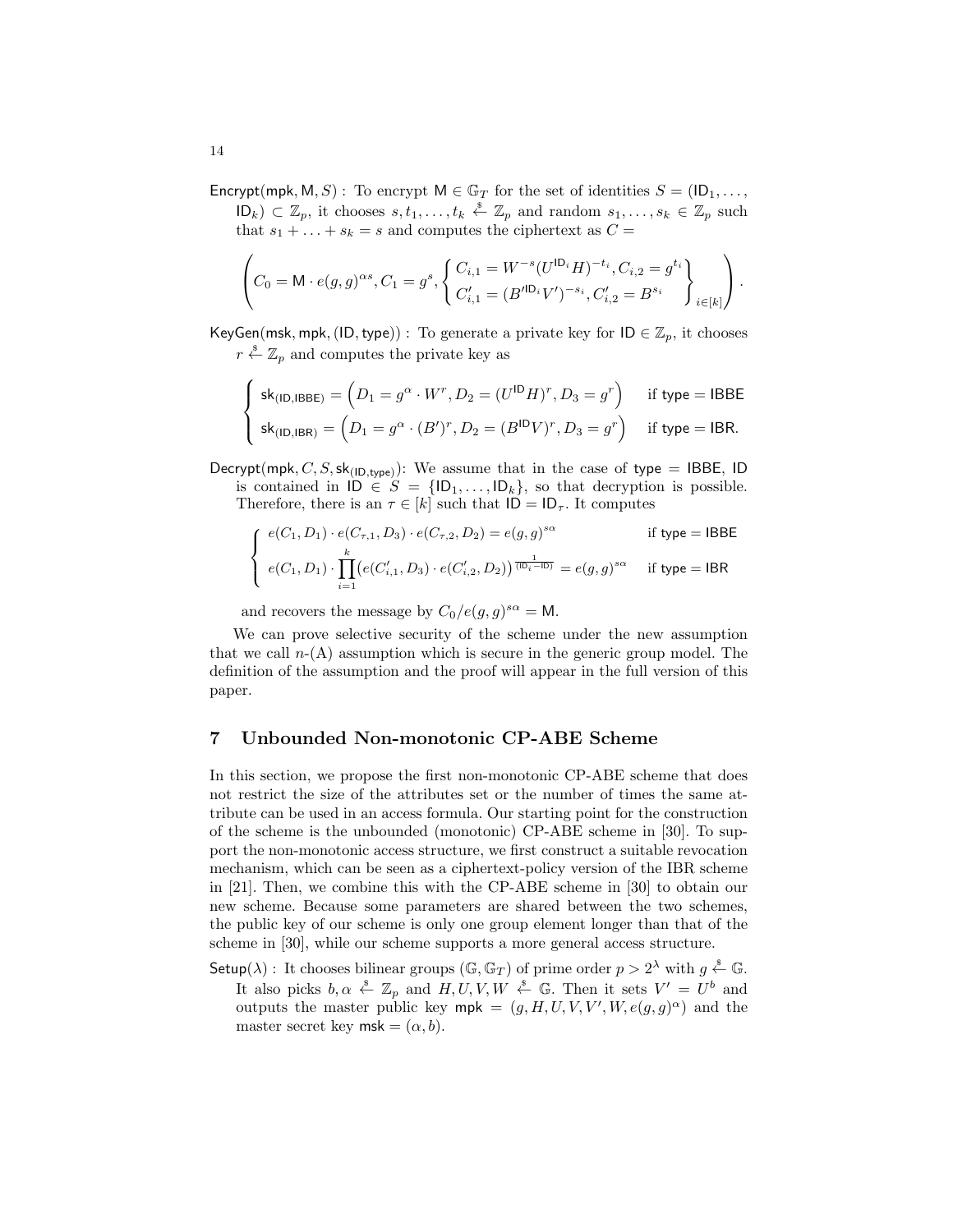$\mathsf{Encrypt}(\mathsf{mpk}, \mathsf{M}, S)$ : To encrypt $\mathsf{M} \in \mathbb{G}_T$ for the set of identities $S = (\mathsf{ID}_1, \ldots, \mathsf{ID}_k) \subset \mathbb{Z}_p$, it chooses $s, t_1, \ldots, t_k \xleftarrow{\$} \mathbb{Z}_p$ and random $s_1, \ldots, s_k \in \mathbb{Z}_p$ such that $s_1 + \ldots + s_k = s$ and computes the ciphertext as $C =$

$$\left( C_0 = \mathsf{M} \cdot e(g,g)^{\alpha s}, C_1 = g^s, \begin{Bmatrix} C_{i,1} = W^{-s}(U^{\mathsf{ID}_i} H)^{-t_i}, C_{i,2} = g^{t_i} \\ C'_{i,1} = (B'^{\mathsf{ID}_i} V')^{-s_i}, C'_{i,2} = B^{s_i} \end{Bmatrix}_{i \in [k]} \right).$$

$\mathsf{KeyGen}(\mathsf{msk}, \mathsf{mpk}, (\mathsf{ID}, \mathsf{type}))$ : To generate a private key for $\mathsf{ID} \in \mathbb{Z}_p$, it chooses $r \xleftarrow{\$} \mathbb{Z}_p$ and computes the private key as

$$\begin{cases} \mathsf{sk}_{(\mathsf{ID},\mathsf{IBBE})} = \Big( D_1 = g^{\alpha} \cdot W^r, D_2 = (U^{\mathsf{ID}} H)^r, D_3 = g^r \Big) & \text{if } \mathsf{type} = \mathsf{IBBE} \\ \mathsf{sk}_{(\mathsf{ID},\mathsf{IBR})} = \Big( D_1 = g^{\alpha} \cdot (B')^r, D_2 = (B^{\mathsf{ID}} V)^r, D_3 = g^r \Big) & \text{if } \mathsf{type} = \mathsf{IBR}. \end{cases}$$

$\mathsf{Decrypt}(\mathsf{mpk}, C, S, \mathsf{sk}_{(\mathsf{ID},\mathsf{type})})$: We assume that in the case of $\mathsf{type} = \mathsf{IBBE}$, $\mathsf{ID}$ is contained in $\mathsf{ID} \in S = \{\mathsf{ID}_1, \ldots, \mathsf{ID}_k\}$, so that decryption is possible. Therefore, there is an $\tau \in [k]$ such that $\mathsf{ID} = \mathsf{ID}_\tau$. It computes

$$\begin{cases} e(C_1, D_1) \cdot e(C_{\tau,1}, D_3) \cdot e(C_{\tau,2}, D_2) = e(g,g)^{s\alpha} & \text{if } \mathsf{type} = \mathsf{IBBE} \\ e(C_1, D_1) \cdot \displaystyle\prod_{i=1}^{k} \big( e(C'_{i,1}, D_3) \cdot e(C'_{i,2}, D_2) \big)^{\frac{1}{(\mathsf{ID}_i - \mathsf{ID})}} = e(g,g)^{s\alpha} & \text{if } \mathsf{type} = \mathsf{IBR} \end{cases}$$

and recovers the message by $C_0 / e(g,g)^{s\alpha} = \mathsf{M}$.

We can prove selective security of the scheme under the new assumption that we call $n$-(A) assumption which is secure in the generic group model. The definition of the assumption and the proof will appear in the full version of this paper.

## 7 Unbounded Non-monotonic CP-ABE Scheme

In this section, we propose the first non-monotonic CP-ABE scheme that does not restrict the size of the attributes set or the number of times the same attribute can be used in an access formula. Our starting point for the construction of the scheme is the unbounded (monotonic) CP-ABE scheme in [30]. To support the non-monotonic access structure, we first construct a suitable revocation mechanism, which can be seen as a ciphertext-policy version of the IBR scheme in [21]. Then, we combine this with the CP-ABE scheme in [30] to obtain our new scheme. Because some parameters are shared between the two schemes, the public key of our scheme is only one group element longer than that of the scheme in [30], while our scheme supports a more general access structure.

$\mathsf{Setup}(\lambda)$ : It chooses bilinear groups $(\mathbb{G}, \mathbb{G}_T)$ of prime order $p > 2^\lambda$ with $g \xleftarrow{\$} \mathbb{G}$. It also picks $b, \alpha \xleftarrow{\$} \mathbb{Z}_p$ and $H, U, V, W \xleftarrow{\$} \mathbb{G}$. Then it sets $V' = U^b$ and outputs the master public key $\mathsf{mpk} = (g, H, U, V, V', W, e(g,g)^\alpha)$ and the master secret key $\mathsf{msk} = (\alpha, b)$.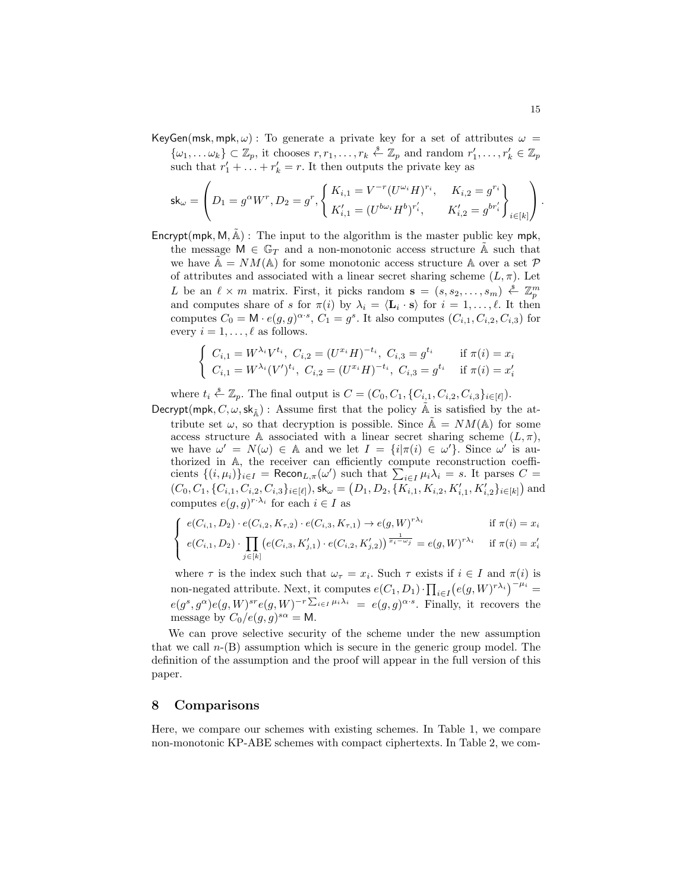$\mathsf{KeyGen}(\mathsf{msk}, \mathsf{mpk}, \omega)$ : To generate a private key for a set of attributes $\omega = \{\omega_1, \ldots \omega_k\} \subset \mathbb{Z}_p$, it chooses $r, r_1, \ldots, r_k \xleftarrow{\$} \mathbb{Z}_p$ and random $r'_1, \ldots, r'_k \in \mathbb{Z}_p$ such that $r'_1 + \ldots + r'_k = r$. It then outputs the private key as

$$\mathsf{sk}_\omega = \left( D_1 = g^\alpha W^r, D_2 = g^r, \left\{ \begin{array}{ll} K_{i,1} = V^{-r}(U^{\omega_i} H)^{r_i}, & K_{i,2} = g^{r_i} \\ K'_{i,1} = (U^{b\omega_i} H^b)^{r'_i}, & K'_{i,2} = g^{br'_i} \end{array} \right\}_{i \in [k]} \right).$$

$\mathsf{Encrypt}(\mathsf{mpk}, \mathsf{M}, \tilde{\mathbb{A}})$ : The input to the algorithm is the master public key $\mathsf{mpk}$, the message $\mathsf{M} \in \mathbb{G}_T$ and a non-monotonic access structure $\tilde{\mathbb{A}}$ such that we have $\tilde{\mathbb{A}} = NM(\mathbb{A})$ for some monotonic access structure $\mathbb{A}$ over a set $\mathcal{P}$ of attributes and associated with a linear secret sharing scheme $(L, \pi)$. Let $L$ be an $\ell \times m$ matrix. First, it picks random $\mathbf{s} = (s, s_2, \ldots, s_m) \xleftarrow{\$} \mathbb{Z}_p^m$ and computes share of $s$ for $\pi(i)$ by $\lambda_i = \langle \mathbf{L}_i \cdot \mathbf{s} \rangle$ for $i = 1, \ldots, \ell$. It then computes $C_0 = \mathsf{M} \cdot e(g,g)^{\alpha \cdot s}$, $C_1 = g^s$. It also computes $(C_{i,1}, C_{i,2}, C_{i,3})$ for every $i = 1, \ldots, \ell$ as follows.

$$\left\{ \begin{array}{ll} C_{i,1} = W^{\lambda_i} V^{t_i},\ C_{i,2} = (U^{x_i} H)^{-t_i},\ C_{i,3} = g^{t_i} & \text{if } \pi(i) = x_i \\ C_{i,1} = W^{\lambda_i} (V')^{t_i},\ C_{i,2} = (U^{x_i} H)^{-t_i},\ C_{i,3} = g^{t_i} & \text{if } \pi(i) = x'_i \end{array} \right.$$

where $t_i \xleftarrow{\$} \mathbb{Z}_p$. The final output is $C = (C_0, C_1, \{C_{i,1}, C_{i,2}, C_{i,3}\}_{i \in [\ell]})$.

$\mathsf{Decrypt}(\mathsf{mpk}, C, \omega, \mathsf{sk}_{\tilde{\mathbb{A}}})$ : Assume first that the policy $\tilde{\mathbb{A}}$ is satisfied by the attribute set $\omega$, so that decryption is possible. Since $\tilde{\mathbb{A}} = NM(\mathbb{A})$ for some access structure $\mathbb{A}$ associated with a linear secret sharing scheme $(L, \pi)$, we have $\omega' = N(\omega) \in \mathbb{A}$ and we let $I = \{i | \pi(i) \in \omega'\}$. Since $\omega'$ is authorized in $\mathbb{A}$, the receiver can efficiently compute reconstruction coefficients $\{(i, \mu_i)\}_{i \in I} = \mathsf{Recon}_{L,\pi}(\omega')$ such that $\sum_{i \in I} \mu_i \lambda_i = s$. It parses $C = (C_0, C_1, \{C_{i,1}, C_{i,2}, C_{i,3}\}_{i \in [\ell]})$, $\mathsf{sk}_\omega = \left(D_1, D_2, \{K_{i,1}, K_{i,2}, K'_{i,1}, K'_{i,2}\}_{i \in [k]}\right)$ and computes $e(g,g)^{r \cdot \lambda_i}$ for each $i \in I$ as

$$\left\{ \begin{array}{ll} e(C_{i,1}, D_2) \cdot e(C_{i,2}, K_{\tau,2}) \cdot e(C_{i,3}, K_{\tau,1}) \to e(g, W)^{r\lambda_i} & \text{if } \pi(i) = x_i \\ e(C_{i,1}, D_2) \cdot \displaystyle\prod_{j \in [k]} \left( e(C_{i,3}, K'_{j,1}) \cdot e(C_{i,2}, K'_{j,2}) \right)^{\frac{1}{x_i - \omega_j}} = e(g, W)^{r\lambda_i} & \text{if } \pi(i) = x'_i \end{array} \right.$$

where $\tau$ is the index such that $\omega_\tau = x_i$. Such $\tau$ exists if $i \in I$ and $\pi(i)$ is non-negated attribute. Next, it computes $e(C_1, D_1) \cdot \prod_{i \in I} \left( e(g, W)^{r\lambda_i} \right)^{-\mu_i} = e(g^s, g^\alpha) e(g, W)^{sr} e(g, W)^{-r \sum_{i \in I} \mu_i \lambda_i} = e(g,g)^{\alpha \cdot s}$. Finally, it recovers the message by $C_0 / e(g,g)^{s\alpha} = \mathsf{M}$.

We can prove selective security of the scheme under the new assumption that we call $n$-(B) assumption which is secure in the generic group model. The definition of the assumption and the proof will appear in the full version of this paper.

## 8 Comparisons

Here, we compare our schemes with existing schemes. In Table 1, we compare non-monotonic KP-ABE schemes with compact ciphertexts. In Table 2, we com-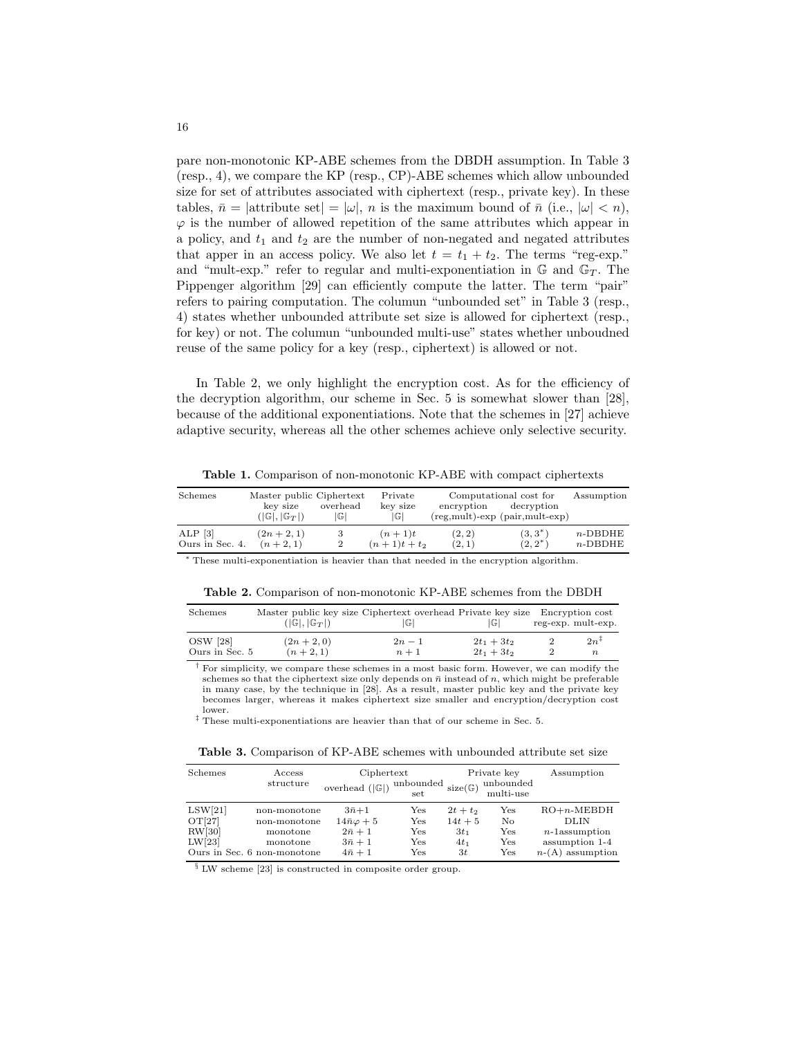pare non-monotonic KP-ABE schemes from the DBDH assumption. In Table 3 (resp., 4), we compare the KP (resp., CP)-ABE schemes which allow unbounded size for set of attributes associated with ciphertext (resp., private key). In these tables, $\bar{n} = |\text{attribute set}| = |\omega|$, $n$ is the maximum bound of $\bar{n}$ (i.e., $|\omega| < n$), $\varphi$ is the number of allowed repetition of the same attributes which appear in a policy, and $t_1$ and $t_2$ are the number of non-negated and negated attributes that apper in an access policy. We also let $t = t_1 + t_2$. The terms "reg-exp." and "mult-exp." refer to regular and multi-exponentiation in $\mathbb{G}$ and $\mathbb{G}_T$. The Pippenger algorithm [29] can efficiently compute the latter. The term "pair" refers to pairing computation. The columun "unbounded set" in Table 3 (resp., 4) states whether unbounded attribute set size is allowed for ciphertext (resp., for key) or not. The columun "unbounded multi-use" states whether unboudned reuse of the same policy for a key (resp., ciphertext) is allowed or not.

In Table 2, we only highlight the encryption cost. As for the efficiency of the decryption algorithm, our scheme in Sec. 5 is somewhat slower than [28], because of the additional exponentiations. Note that the schemes in [27] achieve adaptive security, whereas all the other schemes achieve only selective security.

**Table 1.** Comparison of non-monotonic KP-ABE with compact ciphertexts

| Schemes | Master public key size $(\|\mathbb{G}\|, \|\mathbb{G}_T\|)$ | Ciphertext overhead $\|\mathbb{G}\|$ | Private key size $\|\mathbb{G}\|$ | Computational cost for encryption (reg,mult)-exp | Computational cost for decryption (pair,mult-exp) | Assumption |
|---|---|---|---|---|---|---|
| ALP [3] | $(2n+2, 1)$ | 3 | $(n+1)t$ | $(2, 2)$ | $(3, 3^*)$ | $n$-DBDHE |
| Ours in Sec. 4. | $(n+2, 1)$ | 2 | $(n+1)t + t_2$ | $(2, 1)$ | $(2, 2^*)$ | $n$-DBDHE |

$^*$ These multi-exponentiation is heavier than that needed in the encryption algorithm.

**Table 2.** Comparison of non-monotonic KP-ABE schemes from the DBDH

| Schemes | Master public key size $(\|\mathbb{G}\|, \|\mathbb{G}_T\|)$ | Ciphertext overhead $\|\mathbb{G}\|$ | Private key size $\|\mathbb{G}\|$ | Encryption cost reg-exp. | Encryption cost mult-exp. |
|---|---|---|---|---|---|
| OSW [28] | $(2n+2, 0)$ | $2n-1$ | $2t_1 + 3t_2$ | 2 | $2n^{\ddagger}$ |
| Ours in Sec. 5 | $(n+2, 1)$ | $n+1$ | $2t_1 + 3t_2$ | 2 | $n$ |

$^{\dagger}$ For simplicity, we compare these schemes in a most basic form. However, we can modify the schemes so that the ciphertext size only depends on $\bar{n}$ instead of $n$, which might be preferable in many case, by the technique in [28]. As a result, master public key and the private key becomes larger, whereas it makes ciphertext size smaller and encryption/decryption cost lower.

$^{\ddagger}$ These multi-exponentiations are heavier than that of our scheme in Sec. 5.

**Table 3.** Comparison of KP-ABE schemes with unbounded attribute set size

| Schemes | Access structure | Ciphertext overhead $(\|\mathbb{G}\|)$ | Ciphertext unbounded set | Private key size$(\mathbb{G})$ | Private key unbounded multi-use | Assumption |
|---|---|---|---|---|---|---|
| LSW[21] | non-monotone | $3\bar{n}+1$ | Yes | $2t + t_2$ | Yes | RO+$n$-MEBDH |
| OT[27] | non-monotone | $14\bar{n}\varphi + 5$ | Yes | $14t + 5$ | No | DLIN |
| RW[30] | monotone | $2\bar{n} + 1$ | Yes | $3t_1$ | Yes | $n$-1assumption |
| LW[23] | monotone | $3\bar{n} + 1$ | Yes | $4t_1$ | Yes | assumption 1-4 |
| Ours in Sec. 6 | non-monotone | $4\bar{n} + 1$ | Yes | $3t$ | Yes | $n$-(A) assumption |

$^{\S}$ LW scheme [23] is constructed in composite order group.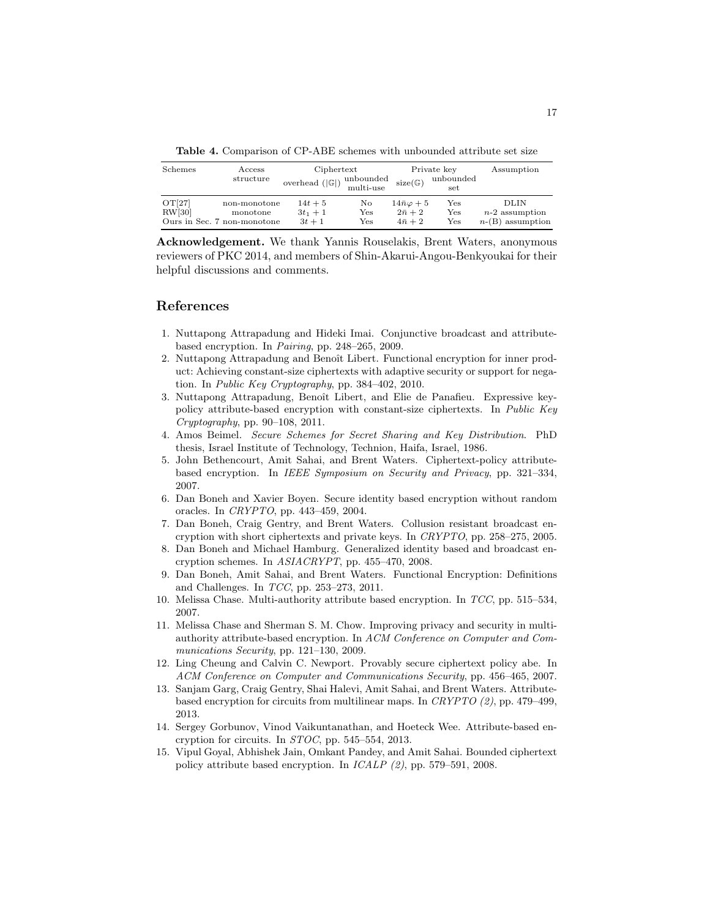**Table 4.** Comparison of CP-ABE schemes with unbounded attribute set size

| Schemes | Access structure | Ciphertext | | Private key | | Assumption |
|---|---|---|---|---|---|---|
| | | overhead ($\lvert\mathbb{G}\rvert$) | unbounded multi-use | size($\mathbb{G}$) | unbounded set | |
| OT[27] | non-monotone | $14t + 5$ | No | $14\bar{n}\varphi + 5$ | Yes | DLIN |
| RW[30] | monotone | $3t_1 + 1$ | Yes | $2\bar{n} + 2$ | Yes | $n$-2 assumption |
| Ours in Sec. 7 | non-monotone | $3t + 1$ | Yes | $4\bar{n} + 2$ | Yes | $n$-(B) assumption |

**Acknowledgement.** We thank Yannis Rouselakis, Brent Waters, anonymous reviewers of PKC 2014, and members of Shin-Akarui-Angou-Benkyoukai for their helpful discussions and comments.

## References

1. Nuttapong Attrapadung and Hideki Imai. Conjunctive broadcast and attribute-based encryption. In *Pairing*, pp. 248–265, 2009.
2. Nuttapong Attrapadung and Benoît Libert. Functional encryption for inner product: Achieving constant-size ciphertexts with adaptive security or support for negation. In *Public Key Cryptography*, pp. 384–402, 2010.
3. Nuttapong Attrapadung, Benoît Libert, and Elie de Panafieu. Expressive key-policy attribute-based encryption with constant-size ciphertexts. In *Public Key Cryptography*, pp. 90–108, 2011.
4. Amos Beimel. *Secure Schemes for Secret Sharing and Key Distribution*. PhD thesis, Israel Institute of Technology, Technion, Haifa, Israel, 1986.
5. John Bethencourt, Amit Sahai, and Brent Waters. Ciphertext-policy attribute-based encryption. In *IEEE Symposium on Security and Privacy*, pp. 321–334, 2007.
6. Dan Boneh and Xavier Boyen. Secure identity based encryption without random oracles. In *CRYPTO*, pp. 443–459, 2004.
7. Dan Boneh, Craig Gentry, and Brent Waters. Collusion resistant broadcast encryption with short ciphertexts and private keys. In *CRYPTO*, pp. 258–275, 2005.
8. Dan Boneh and Michael Hamburg. Generalized identity based and broadcast encryption schemes. In *ASIACRYPT*, pp. 455–470, 2008.
9. Dan Boneh, Amit Sahai, and Brent Waters. Functional Encryption: Definitions and Challenges. In *TCC*, pp. 253–273, 2011.
10. Melissa Chase. Multi-authority attribute based encryption. In *TCC*, pp. 515–534, 2007.
11. Melissa Chase and Sherman S. M. Chow. Improving privacy and security in multi-authority attribute-based encryption. In *ACM Conference on Computer and Communications Security*, pp. 121–130, 2009.
12. Ling Cheung and Calvin C. Newport. Provably secure ciphertext policy abe. In *ACM Conference on Computer and Communications Security*, pp. 456–465, 2007.
13. Sanjam Garg, Craig Gentry, Shai Halevi, Amit Sahai, and Brent Waters. Attribute-based encryption for circuits from multilinear maps. In *CRYPTO (2)*, pp. 479–499, 2013.
14. Sergey Gorbunov, Vinod Vaikuntanathan, and Hoeteck Wee. Attribute-based encryption for circuits. In *STOC*, pp. 545–554, 2013.
15. Vipul Goyal, Abhishek Jain, Omkant Pandey, and Amit Sahai. Bounded ciphertext policy attribute based encryption. In *ICALP (2)*, pp. 579–591, 2008.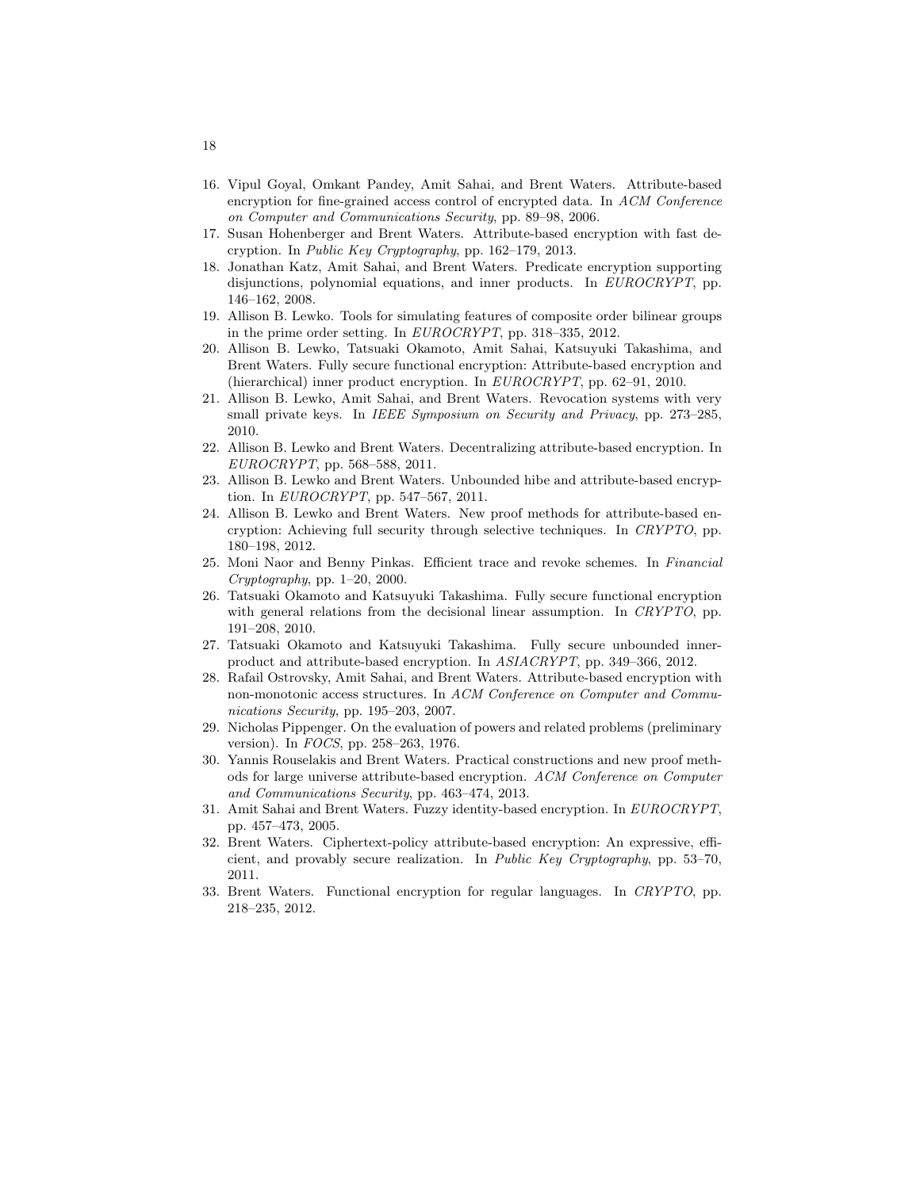16. Vipul Goyal, Omkant Pandey, Amit Sahai, and Brent Waters. Attribute-based encryption for fine-grained access control of encrypted data. In *ACM Conference on Computer and Communications Security*, pp. 89–98, 2006.
17. Susan Hohenberger and Brent Waters. Attribute-based encryption with fast decryption. In *Public Key Cryptography*, pp. 162–179, 2013.
18. Jonathan Katz, Amit Sahai, and Brent Waters. Predicate encryption supporting disjunctions, polynomial equations, and inner products. In *EUROCRYPT*, pp. 146–162, 2008.
19. Allison B. Lewko. Tools for simulating features of composite order bilinear groups in the prime order setting. In *EUROCRYPT*, pp. 318–335, 2012.
20. Allison B. Lewko, Tatsuaki Okamoto, Amit Sahai, Katsuyuki Takashima, and Brent Waters. Fully secure functional encryption: Attribute-based encryption and (hierarchical) inner product encryption. In *EUROCRYPT*, pp. 62–91, 2010.
21. Allison B. Lewko, Amit Sahai, and Brent Waters. Revocation systems with very small private keys. In *IEEE Symposium on Security and Privacy*, pp. 273–285, 2010.
22. Allison B. Lewko and Brent Waters. Decentralizing attribute-based encryption. In *EUROCRYPT*, pp. 568–588, 2011.
23. Allison B. Lewko and Brent Waters. Unbounded hibe and attribute-based encryption. In *EUROCRYPT*, pp. 547–567, 2011.
24. Allison B. Lewko and Brent Waters. New proof methods for attribute-based encryption: Achieving full security through selective techniques. In *CRYPTO*, pp. 180–198, 2012.
25. Moni Naor and Benny Pinkas. Efficient trace and revoke schemes. In *Financial Cryptography*, pp. 1–20, 2000.
26. Tatsuaki Okamoto and Katsuyuki Takashima. Fully secure functional encryption with general relations from the decisional linear assumption. In *CRYPTO*, pp. 191–208, 2010.
27. Tatsuaki Okamoto and Katsuyuki Takashima. Fully secure unbounded inner-product and attribute-based encryption. In *ASIACRYPT*, pp. 349–366, 2012.
28. Rafail Ostrovsky, Amit Sahai, and Brent Waters. Attribute-based encryption with non-monotonic access structures. In *ACM Conference on Computer and Communications Security*, pp. 195–203, 2007.
29. Nicholas Pippenger. On the evaluation of powers and related problems (preliminary version). In *FOCS*, pp. 258–263, 1976.
30. Yannis Rouselakis and Brent Waters. Practical constructions and new proof methods for large universe attribute-based encryption. *ACM Conference on Computer and Communications Security*, pp. 463–474, 2013.
31. Amit Sahai and Brent Waters. Fuzzy identity-based encryption. In *EUROCRYPT*, pp. 457–473, 2005.
32. Brent Waters. Ciphertext-policy attribute-based encryption: An expressive, efficient, and provably secure realization. In *Public Key Cryptography*, pp. 53–70, 2011.
33. Brent Waters. Functional encryption for regular languages. In *CRYPTO*, pp. 218–235, 2012.